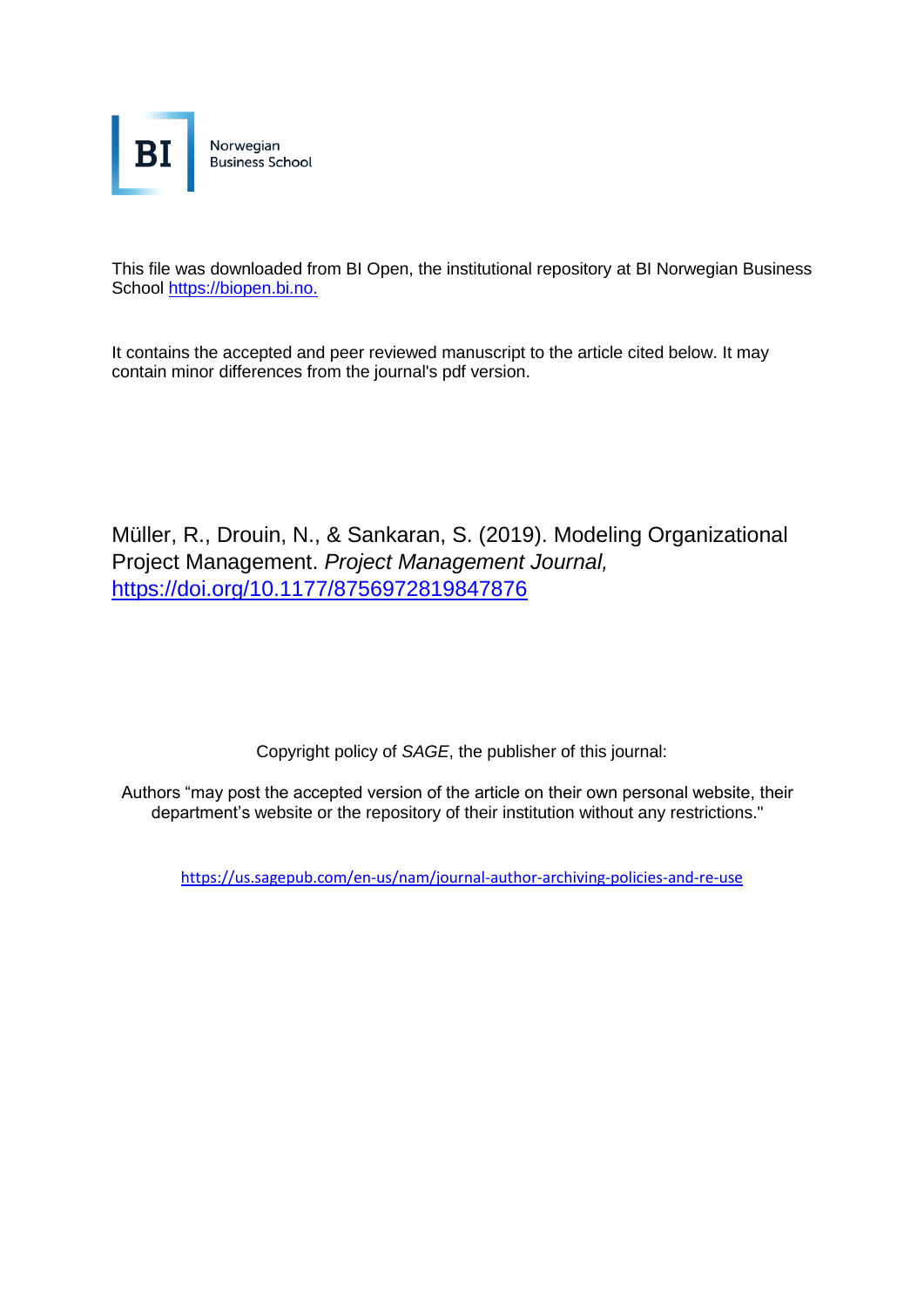BI Norwegian Business School

This file was downloaded from BI Open, the institutional repository at BI Norwegian Business School https://biopen.bi.no.

It contains the accepted and peer reviewed manuscript to the article cited below. It may contain minor differences from the journal's pdf version.

Müller, R., Drouin, N., & Sankaran, S. (2019). Modeling Organizational Project Management. *Project Management Journal,* https://doi.org/10.1177/8756972819847876

Copyright policy of *SAGE*, the publisher of this journal:

Authors "may post the accepted version of the article on their own personal website, their department's website or the repository of their institution without any restrictions."

https://us.sagepub.com/en-us/nam/journal-author-archiving-policies-and-re-use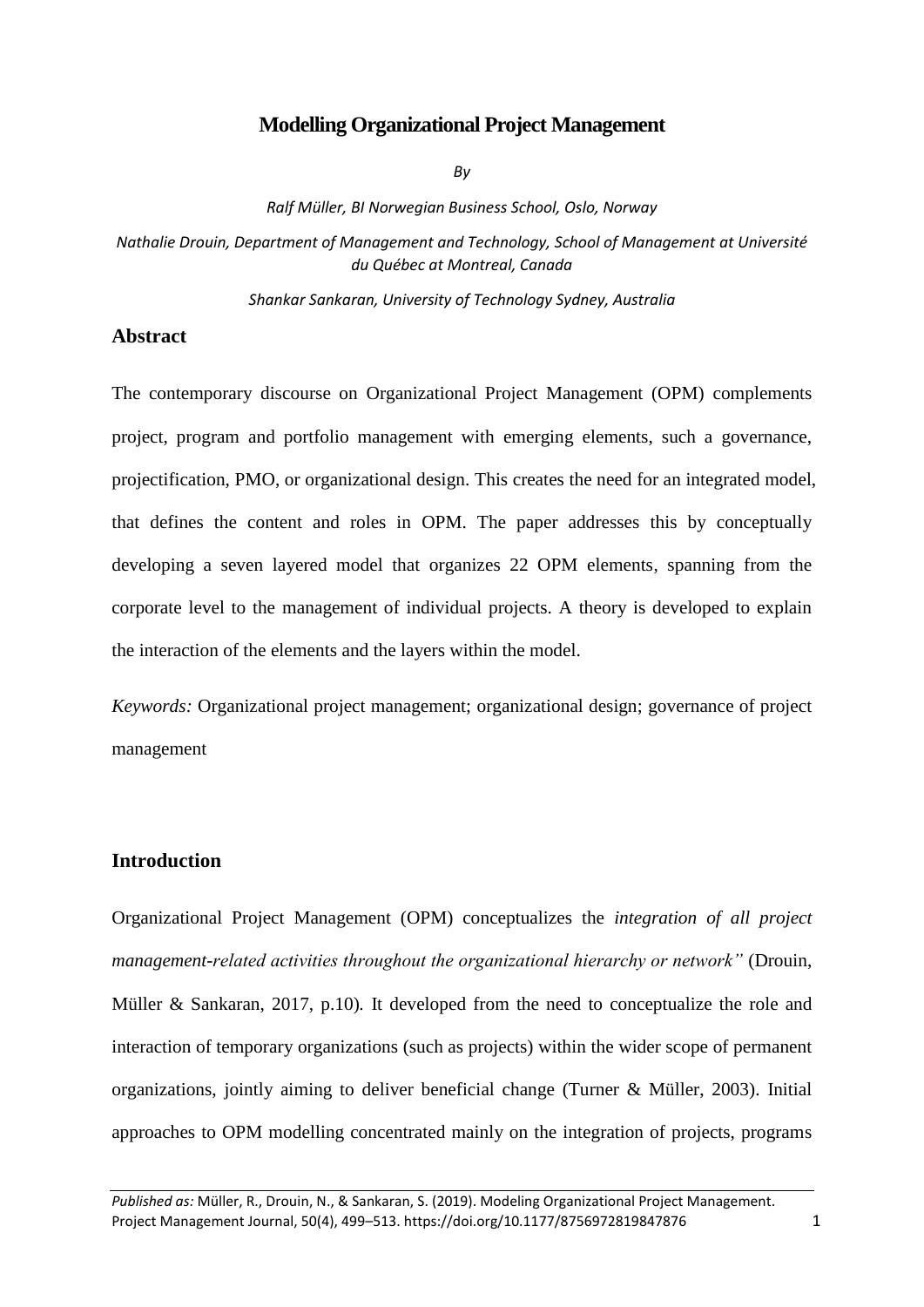# Modelling Organizational Project Management

*By*

*Ralf Müller, BI Norwegian Business School, Oslo, Norway*

*Nathalie Drouin, Department of Management and Technology, School of Management at Université du Québec at Montreal, Canada*

*Shankar Sankaran, University of Technology Sydney, Australia*

## Abstract

The contemporary discourse on Organizational Project Management (OPM) complements project, program and portfolio management with emerging elements, such a governance, projectification, PMO, or organizational design. This creates the need for an integrated model, that defines the content and roles in OPM. The paper addresses this by conceptually developing a seven layered model that organizes 22 OPM elements, spanning from the corporate level to the management of individual projects. A theory is developed to explain the interaction of the elements and the layers within the model.

*Keywords:* Organizational project management; organizational design; governance of project management

## Introduction

Organizational Project Management (OPM) conceptualizes the *integration of all project management-related activities throughout the organizational hierarchy or network"* (Drouin, Müller & Sankaran, 2017, p.10). It developed from the need to conceptualize the role and interaction of temporary organizations (such as projects) within the wider scope of permanent organizations, jointly aiming to deliver beneficial change (Turner & Müller, 2003). Initial approaches to OPM modelling concentrated mainly on the integration of projects, programs

*Published as:* Müller, R., Drouin, N., & Sankaran, S. (2019). Modeling Organizational Project Management. Project Management Journal, 50(4), 499–513. https://doi.org/10.1177/8756972819847876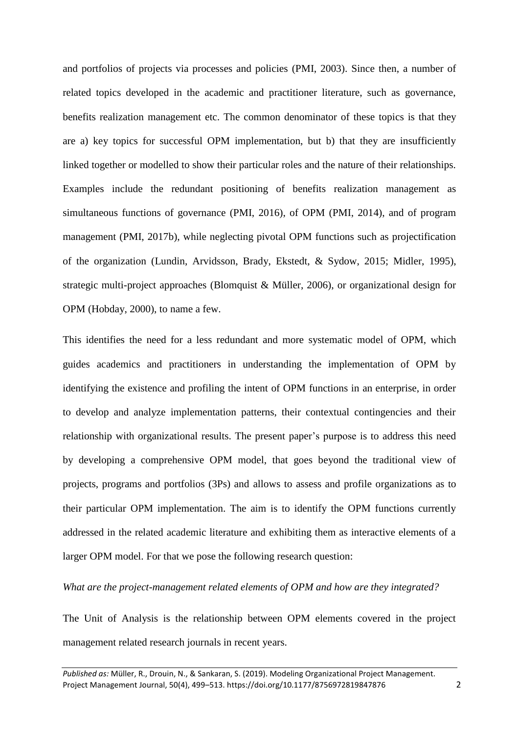and portfolios of projects via processes and policies (PMI, 2003). Since then, a number of related topics developed in the academic and practitioner literature, such as governance, benefits realization management etc. The common denominator of these topics is that they are a) key topics for successful OPM implementation, but b) that they are insufficiently linked together or modelled to show their particular roles and the nature of their relationships. Examples include the redundant positioning of benefits realization management as simultaneous functions of governance (PMI, 2016), of OPM (PMI, 2014), and of program management (PMI, 2017b), while neglecting pivotal OPM functions such as projectification of the organization (Lundin, Arvidsson, Brady, Ekstedt, & Sydow, 2015; Midler, 1995), strategic multi-project approaches (Blomquist & Müller, 2006), or organizational design for OPM (Hobday, 2000), to name a few.

This identifies the need for a less redundant and more systematic model of OPM, which guides academics and practitioners in understanding the implementation of OPM by identifying the existence and profiling the intent of OPM functions in an enterprise, in order to develop and analyze implementation patterns, their contextual contingencies and their relationship with organizational results. The present paper's purpose is to address this need by developing a comprehensive OPM model, that goes beyond the traditional view of projects, programs and portfolios (3Ps) and allows to assess and profile organizations as to their particular OPM implementation. The aim is to identify the OPM functions currently addressed in the related academic literature and exhibiting them as interactive elements of a larger OPM model. For that we pose the following research question:

*What are the project-management related elements of OPM and how are they integrated?*

The Unit of Analysis is the relationship between OPM elements covered in the project management related research journals in recent years.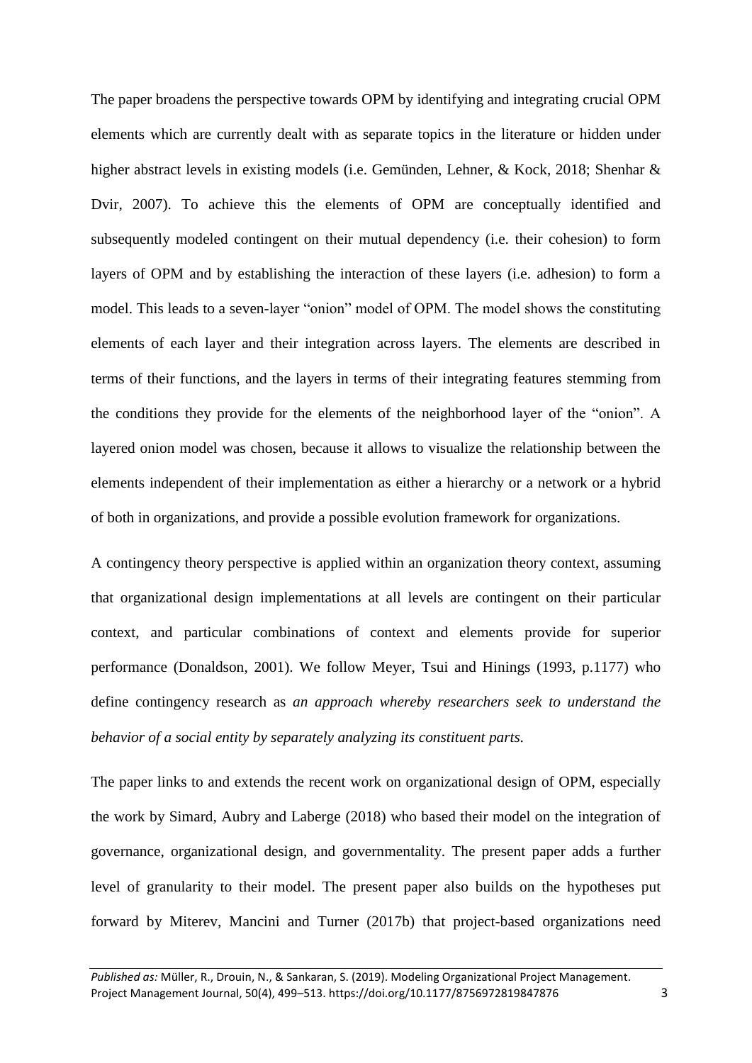The paper broadens the perspective towards OPM by identifying and integrating crucial OPM elements which are currently dealt with as separate topics in the literature or hidden under higher abstract levels in existing models (i.e. Gemünden, Lehner, & Kock, 2018; Shenhar & Dvir, 2007). To achieve this the elements of OPM are conceptually identified and subsequently modeled contingent on their mutual dependency (i.e. their cohesion) to form layers of OPM and by establishing the interaction of these layers (i.e. adhesion) to form a model. This leads to a seven-layer "onion" model of OPM. The model shows the constituting elements of each layer and their integration across layers. The elements are described in terms of their functions, and the layers in terms of their integrating features stemming from the conditions they provide for the elements of the neighborhood layer of the "onion". A layered onion model was chosen, because it allows to visualize the relationship between the elements independent of their implementation as either a hierarchy or a network or a hybrid of both in organizations, and provide a possible evolution framework for organizations.

A contingency theory perspective is applied within an organization theory context, assuming that organizational design implementations at all levels are contingent on their particular context, and particular combinations of context and elements provide for superior performance (Donaldson, 2001). We follow Meyer, Tsui and Hinings (1993, p.1177) who define contingency research as *an approach whereby researchers seek to understand the behavior of a social entity by separately analyzing its constituent parts.*

The paper links to and extends the recent work on organizational design of OPM, especially the work by Simard, Aubry and Laberge (2018) who based their model on the integration of governance, organizational design, and governmentality. The present paper adds a further level of granularity to their model. The present paper also builds on the hypotheses put forward by Miterev, Mancini and Turner (2017b) that project-based organizations need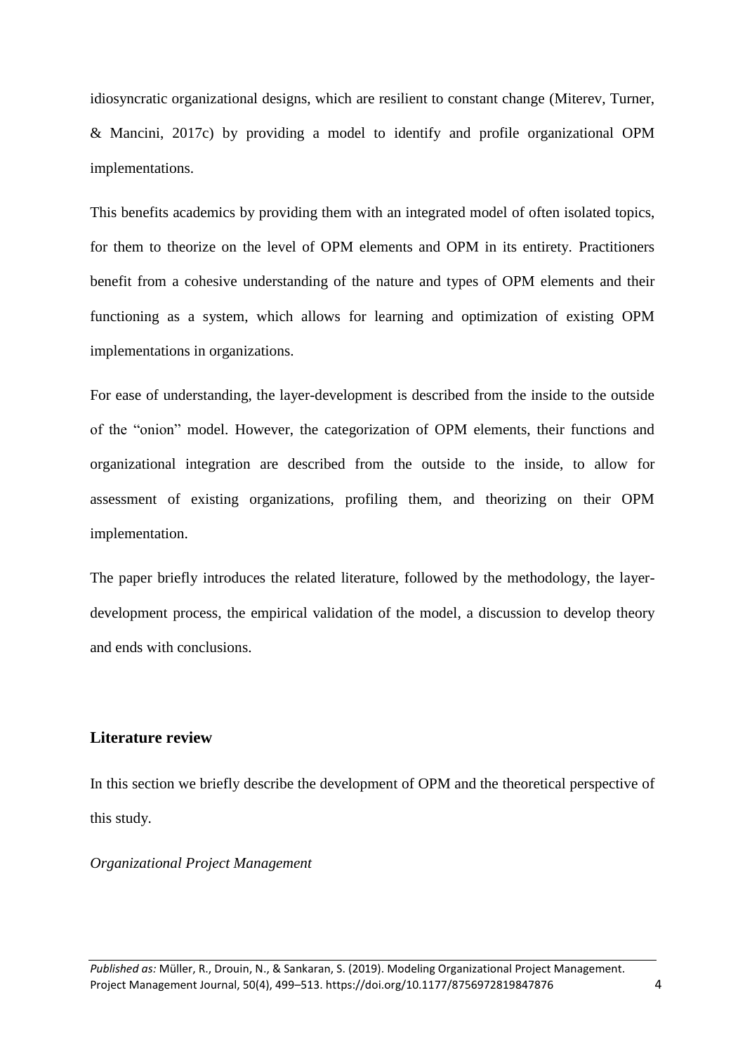idiosyncratic organizational designs, which are resilient to constant change (Miterev, Turner, & Mancini, 2017c) by providing a model to identify and profile organizational OPM implementations.

This benefits academics by providing them with an integrated model of often isolated topics, for them to theorize on the level of OPM elements and OPM in its entirety. Practitioners benefit from a cohesive understanding of the nature and types of OPM elements and their functioning as a system, which allows for learning and optimization of existing OPM implementations in organizations.

For ease of understanding, the layer-development is described from the inside to the outside of the "onion" model. However, the categorization of OPM elements, their functions and organizational integration are described from the outside to the inside, to allow for assessment of existing organizations, profiling them, and theorizing on their OPM implementation.

The paper briefly introduces the related literature, followed by the methodology, the layer-development process, the empirical validation of the model, a discussion to develop theory and ends with conclusions.

## Literature review

In this section we briefly describe the development of OPM and the theoretical perspective of this study.

### *Organizational Project Management*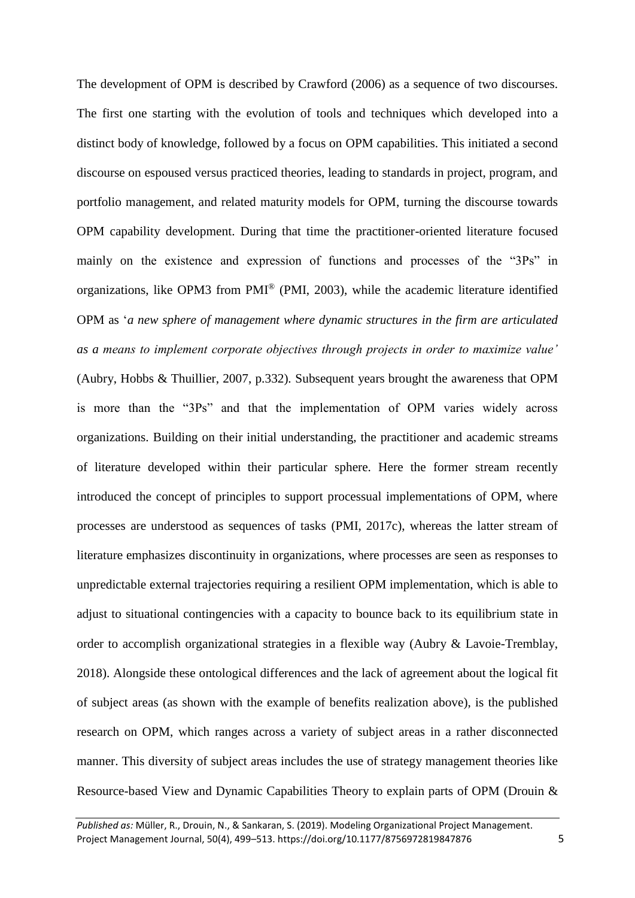The development of OPM is described by Crawford (2006) as a sequence of two discourses. The first one starting with the evolution of tools and techniques which developed into a distinct body of knowledge, followed by a focus on OPM capabilities. This initiated a second discourse on espoused versus practiced theories, leading to standards in project, program, and portfolio management, and related maturity models for OPM, turning the discourse towards OPM capability development. During that time the practitioner-oriented literature focused mainly on the existence and expression of functions and processes of the "3Ps" in organizations, like OPM3 from PMI® (PMI, 2003), while the academic literature identified OPM as '*a new sphere of management where dynamic structures in the firm are articulated as a means to implement corporate objectives through projects in order to maximize value'* (Aubry, Hobbs & Thuillier, 2007, p.332). Subsequent years brought the awareness that OPM is more than the "3Ps" and that the implementation of OPM varies widely across organizations. Building on their initial understanding, the practitioner and academic streams of literature developed within their particular sphere. Here the former stream recently introduced the concept of principles to support processual implementations of OPM, where processes are understood as sequences of tasks (PMI, 2017c), whereas the latter stream of literature emphasizes discontinuity in organizations, where processes are seen as responses to unpredictable external trajectories requiring a resilient OPM implementation, which is able to adjust to situational contingencies with a capacity to bounce back to its equilibrium state in order to accomplish organizational strategies in a flexible way (Aubry & Lavoie-Tremblay, 2018). Alongside these ontological differences and the lack of agreement about the logical fit of subject areas (as shown with the example of benefits realization above), is the published research on OPM, which ranges across a variety of subject areas in a rather disconnected manner. This diversity of subject areas includes the use of strategy management theories like Resource-based View and Dynamic Capabilities Theory to explain parts of OPM (Drouin &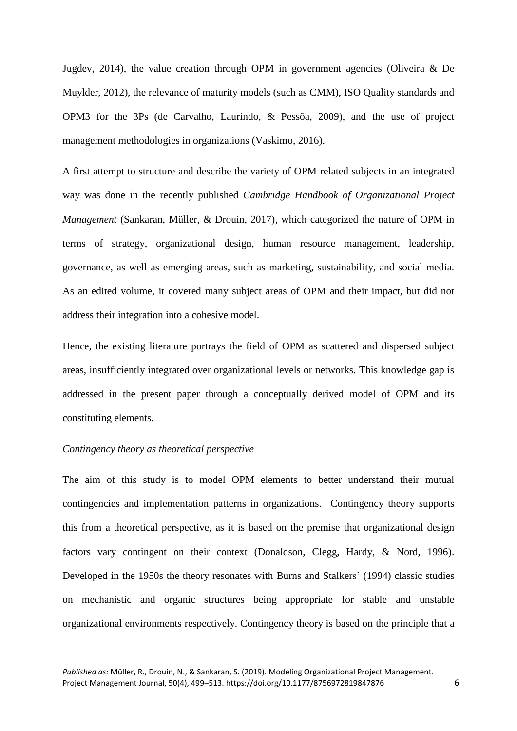Jugdev, 2014), the value creation through OPM in government agencies (Oliveira & De Muylder, 2012), the relevance of maturity models (such as CMM), ISO Quality standards and OPM3 for the 3Ps (de Carvalho, Laurindo, & Pessôa, 2009), and the use of project management methodologies in organizations (Vaskimo, 2016).

A first attempt to structure and describe the variety of OPM related subjects in an integrated way was done in the recently published *Cambridge Handbook of Organizational Project Management* (Sankaran, Müller, & Drouin, 2017), which categorized the nature of OPM in terms of strategy, organizational design, human resource management, leadership, governance, as well as emerging areas, such as marketing, sustainability, and social media. As an edited volume, it covered many subject areas of OPM and their impact, but did not address their integration into a cohesive model.

Hence, the existing literature portrays the field of OPM as scattered and dispersed subject areas, insufficiently integrated over organizational levels or networks. This knowledge gap is addressed in the present paper through a conceptually derived model of OPM and its constituting elements.

*Contingency theory as theoretical perspective*

The aim of this study is to model OPM elements to better understand their mutual contingencies and implementation patterns in organizations. Contingency theory supports this from a theoretical perspective, as it is based on the premise that organizational design factors vary contingent on their context (Donaldson, Clegg, Hardy, & Nord, 1996). Developed in the 1950s the theory resonates with Burns and Stalkers' (1994) classic studies on mechanistic and organic structures being appropriate for stable and unstable organizational environments respectively. Contingency theory is based on the principle that a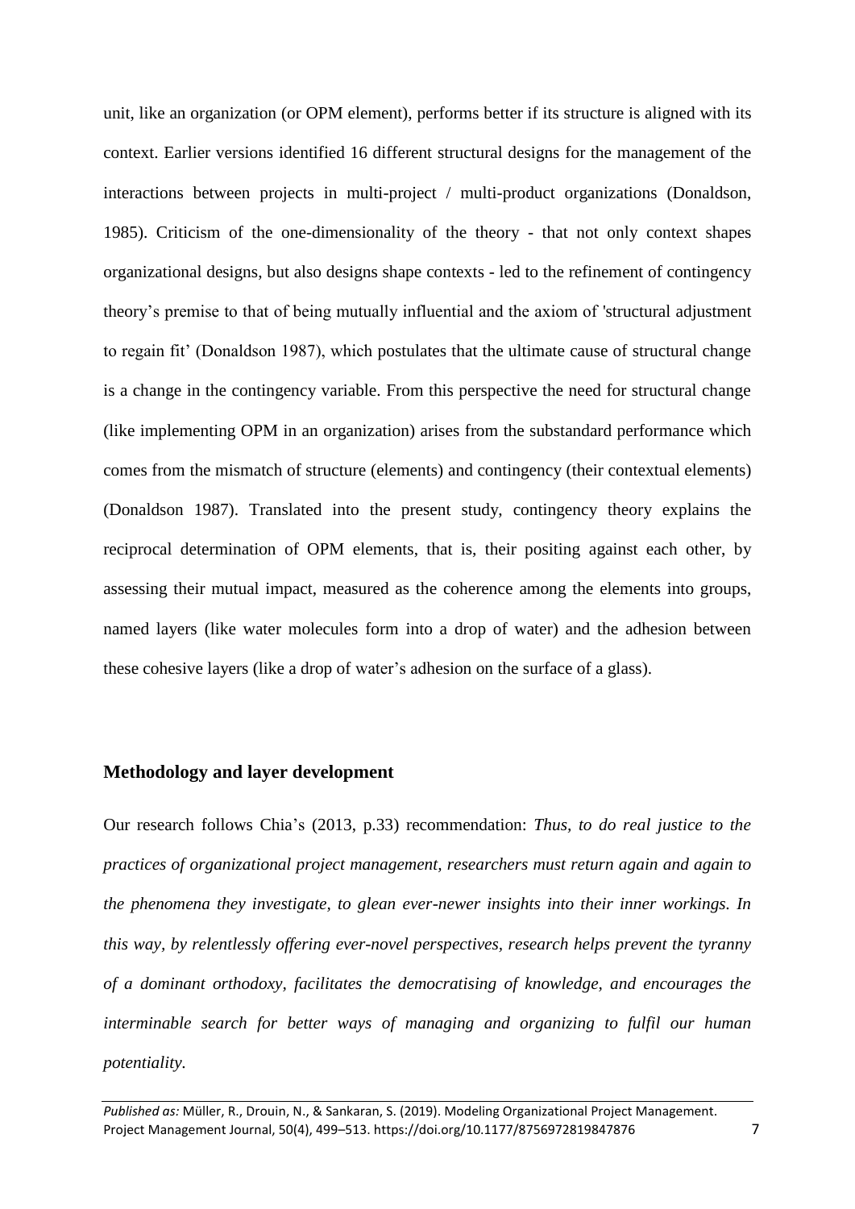unit, like an organization (or OPM element), performs better if its structure is aligned with its context. Earlier versions identified 16 different structural designs for the management of the interactions between projects in multi-project / multi-product organizations (Donaldson, 1985). Criticism of the one-dimensionality of the theory - that not only context shapes organizational designs, but also designs shape contexts - led to the refinement of contingency theory's premise to that of being mutually influential and the axiom of 'structural adjustment to regain fit' (Donaldson 1987), which postulates that the ultimate cause of structural change is a change in the contingency variable. From this perspective the need for structural change (like implementing OPM in an organization) arises from the substandard performance which comes from the mismatch of structure (elements) and contingency (their contextual elements) (Donaldson 1987). Translated into the present study, contingency theory explains the reciprocal determination of OPM elements, that is, their positing against each other, by assessing their mutual impact, measured as the coherence among the elements into groups, named layers (like water molecules form into a drop of water) and the adhesion between these cohesive layers (like a drop of water's adhesion on the surface of a glass).

## Methodology and layer development

Our research follows Chia's (2013, p.33) recommendation: *Thus, to do real justice to the practices of organizational project management, researchers must return again and again to the phenomena they investigate, to glean ever-newer insights into their inner workings. In this way, by relentlessly offering ever-novel perspectives, research helps prevent the tyranny of a dominant orthodoxy, facilitates the democratising of knowledge, and encourages the interminable search for better ways of managing and organizing to fulfil our human potentiality.*

*Published as:* Müller, R., Drouin, N., & Sankaran, S. (2019). Modeling Organizational Project Management. Project Management Journal, 50(4), 499–513. https://doi.org/10.1177/8756972819847876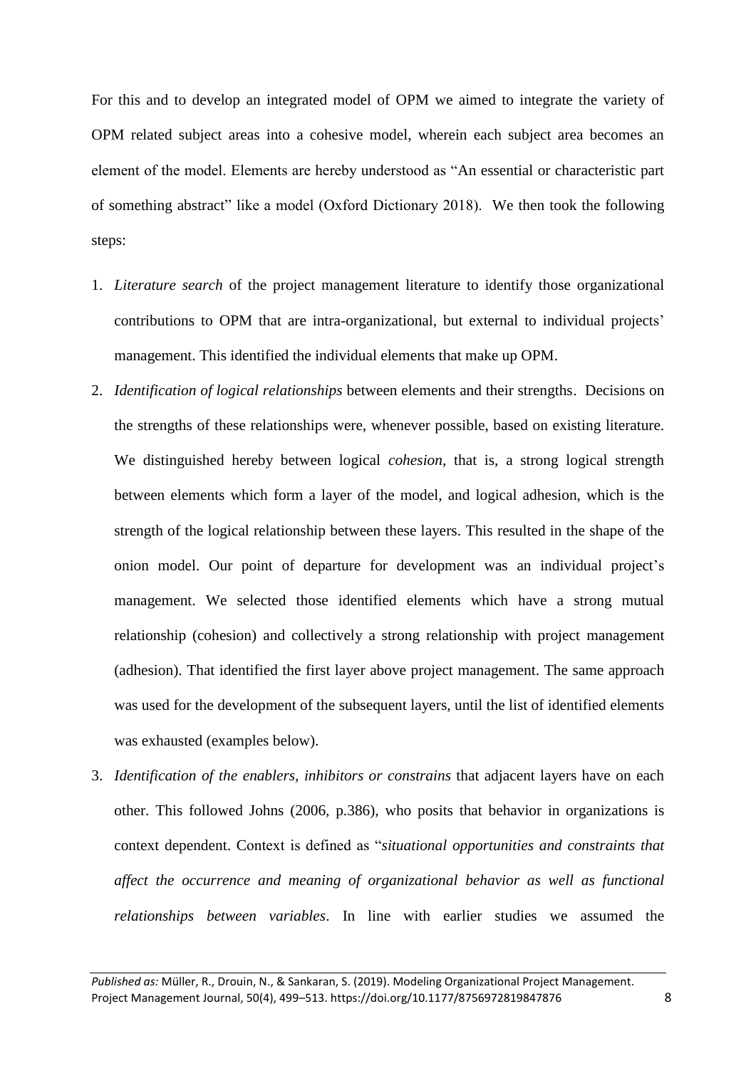For this and to develop an integrated model of OPM we aimed to integrate the variety of OPM related subject areas into a cohesive model, wherein each subject area becomes an element of the model. Elements are hereby understood as "An essential or characteristic part of something abstract" like a model (Oxford Dictionary 2018). We then took the following steps:

1. *Literature search* of the project management literature to identify those organizational contributions to OPM that are intra-organizational, but external to individual projects' management. This identified the individual elements that make up OPM.
2. *Identification of logical relationships* between elements and their strengths. Decisions on the strengths of these relationships were, whenever possible, based on existing literature. We distinguished hereby between logical *cohesion*, that is, a strong logical strength between elements which form a layer of the model, and logical adhesion, which is the strength of the logical relationship between these layers. This resulted in the shape of the onion model. Our point of departure for development was an individual project's management. We selected those identified elements which have a strong mutual relationship (cohesion) and collectively a strong relationship with project management (adhesion). That identified the first layer above project management. The same approach was used for the development of the subsequent layers, until the list of identified elements was exhausted (examples below).
3. *Identification of the enablers, inhibitors or constrains* that adjacent layers have on each other. This followed Johns (2006, p.386), who posits that behavior in organizations is context dependent. Context is defined as "*situational opportunities and constraints that affect the occurrence and meaning of organizational behavior as well as functional relationships between variables*. In line with earlier studies we assumed the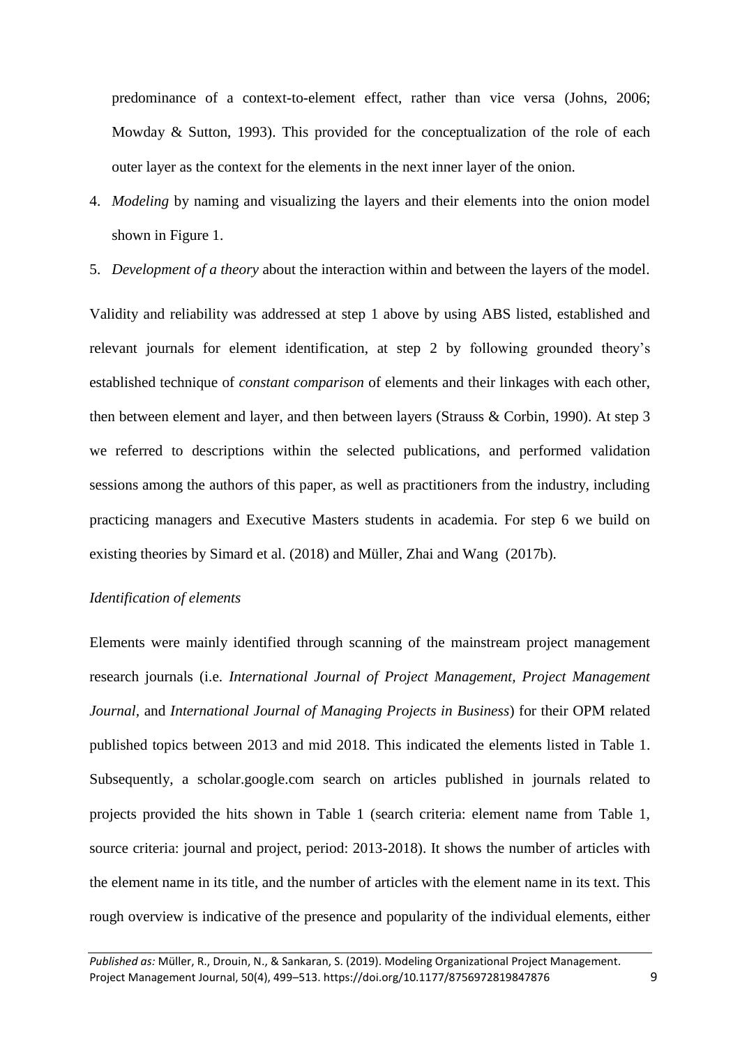predominance of a context-to-element effect, rather than vice versa (Johns, 2006; Mowday & Sutton, 1993). This provided for the conceptualization of the role of each outer layer as the context for the elements in the next inner layer of the onion.

4. *Modeling* by naming and visualizing the layers and their elements into the onion model shown in Figure 1.
5. *Development of a theory* about the interaction within and between the layers of the model.

Validity and reliability was addressed at step 1 above by using ABS listed, established and relevant journals for element identification, at step 2 by following grounded theory's established technique of *constant comparison* of elements and their linkages with each other, then between element and layer, and then between layers (Strauss & Corbin, 1990). At step 3 we referred to descriptions within the selected publications, and performed validation sessions among the authors of this paper, as well as practitioners from the industry, including practicing managers and Executive Masters students in academia. For step 6 we build on existing theories by Simard et al. (2018) and Müller, Zhai and Wang (2017b).

*Identification of elements*

Elements were mainly identified through scanning of the mainstream project management research journals (i.e. *International Journal of Project Management, Project Management Journal,* and *International Journal of Managing Projects in Business*) for their OPM related published topics between 2013 and mid 2018. This indicated the elements listed in Table 1. Subsequently, a scholar.google.com search on articles published in journals related to projects provided the hits shown in Table 1 (search criteria: element name from Table 1, source criteria: journal and project, period: 2013-2018). It shows the number of articles with the element name in its title, and the number of articles with the element name in its text. This rough overview is indicative of the presence and popularity of the individual elements, either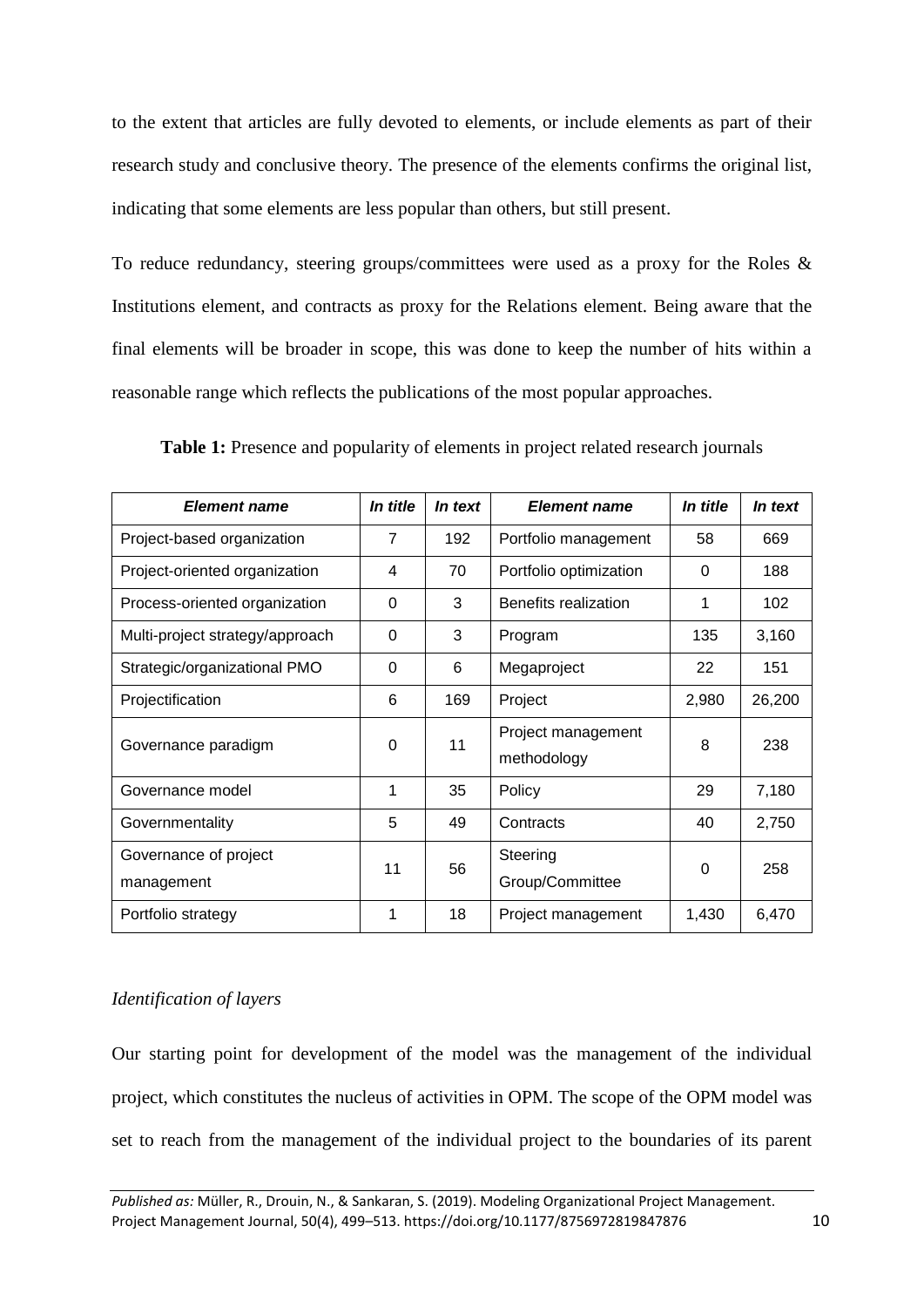to the extent that articles are fully devoted to elements, or include elements as part of their research study and conclusive theory. The presence of the elements confirms the original list, indicating that some elements are less popular than others, but still present.

To reduce redundancy, steering groups/committees were used as a proxy for the Roles & Institutions element, and contracts as proxy for the Relations element. Being aware that the final elements will be broader in scope, this was done to keep the number of hits within a reasonable range which reflects the publications of the most popular approaches.

**Table 1:** Presence and popularity of elements in project related research journals

| *Element name* | *In title* | *In text* | *Element name* | *In title* | *In text* |
|---|---|---|---|---|---|
| Project-based organization | 7 | 192 | Portfolio management | 58 | 669 |
| Project-oriented organization | 4 | 70 | Portfolio optimization | 0 | 188 |
| Process-oriented organization | 0 | 3 | Benefits realization | 1 | 102 |
| Multi-project strategy/approach | 0 | 3 | Program | 135 | 3,160 |
| Strategic/organizational PMO | 0 | 6 | Megaproject | 22 | 151 |
| Projectification | 6 | 169 | Project | 2,980 | 26,200 |
| Governance paradigm | 0 | 11 | Project management methodology | 8 | 238 |
| Governance model | 1 | 35 | Policy | 29 | 7,180 |
| Governmentality | 5 | 49 | Contracts | 40 | 2,750 |
| Governance of project management | 11 | 56 | Steering Group/Committee | 0 | 258 |
| Portfolio strategy | 1 | 18 | Project management | 1,430 | 6,470 |

*Identification of layers*

Our starting point for development of the model was the management of the individual project, which constitutes the nucleus of activities in OPM. The scope of the OPM model was set to reach from the management of the individual project to the boundaries of its parent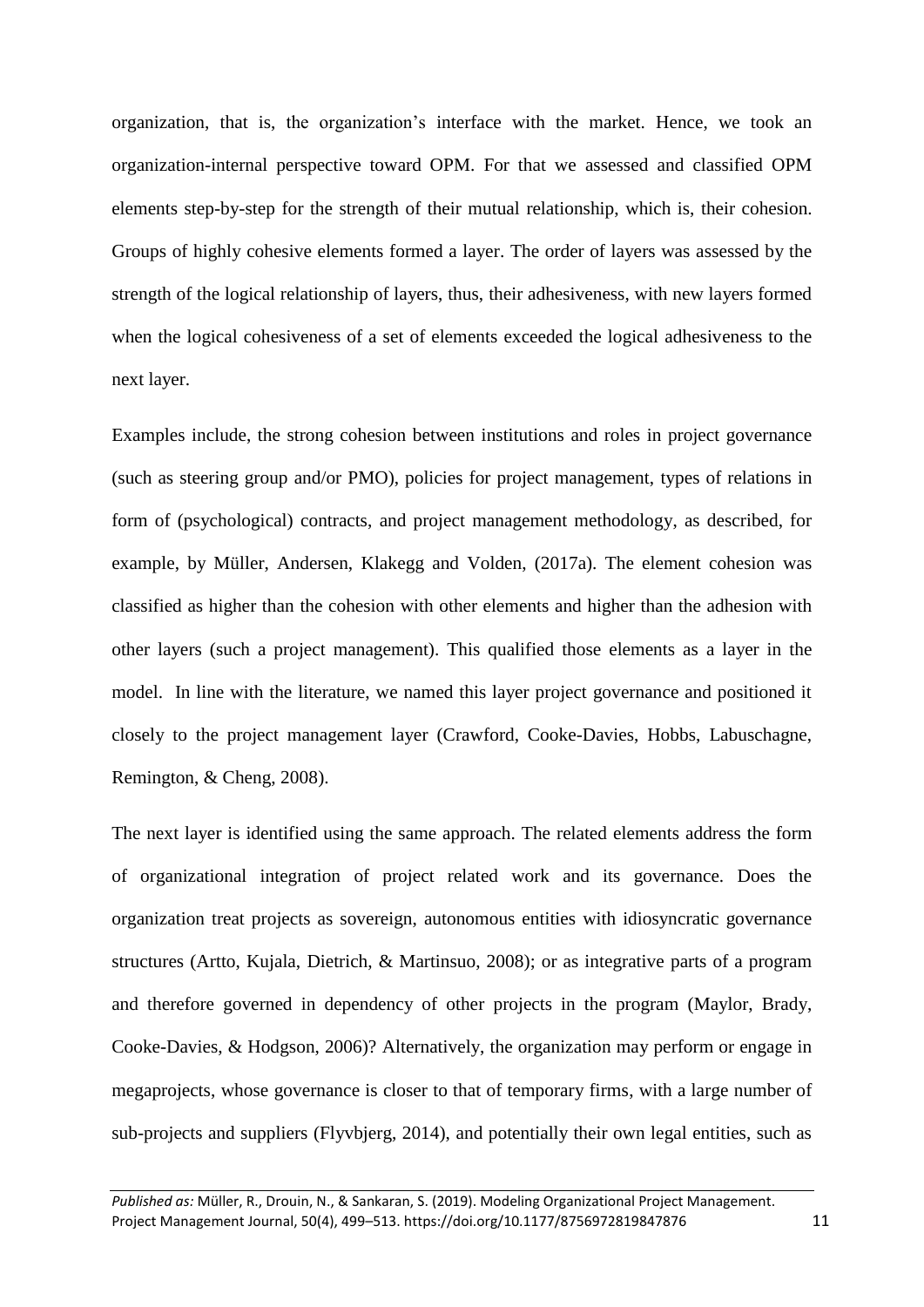organization, that is, the organization's interface with the market. Hence, we took an organization-internal perspective toward OPM. For that we assessed and classified OPM elements step-by-step for the strength of their mutual relationship, which is, their cohesion. Groups of highly cohesive elements formed a layer. The order of layers was assessed by the strength of the logical relationship of layers, thus, their adhesiveness, with new layers formed when the logical cohesiveness of a set of elements exceeded the logical adhesiveness to the next layer.

Examples include, the strong cohesion between institutions and roles in project governance (such as steering group and/or PMO), policies for project management, types of relations in form of (psychological) contracts, and project management methodology, as described, for example, by Müller, Andersen, Klakegg and Volden, (2017a). The element cohesion was classified as higher than the cohesion with other elements and higher than the adhesion with other layers (such a project management). This qualified those elements as a layer in the model. In line with the literature, we named this layer project governance and positioned it closely to the project management layer (Crawford, Cooke-Davies, Hobbs, Labuschagne, Remington, & Cheng, 2008).

The next layer is identified using the same approach. The related elements address the form of organizational integration of project related work and its governance. Does the organization treat projects as sovereign, autonomous entities with idiosyncratic governance structures (Artto, Kujala, Dietrich, & Martinsuo, 2008); or as integrative parts of a program and therefore governed in dependency of other projects in the program (Maylor, Brady, Cooke-Davies, & Hodgson, 2006)? Alternatively, the organization may perform or engage in megaprojects, whose governance is closer to that of temporary firms, with a large number of sub-projects and suppliers (Flyvbjerg, 2014), and potentially their own legal entities, such as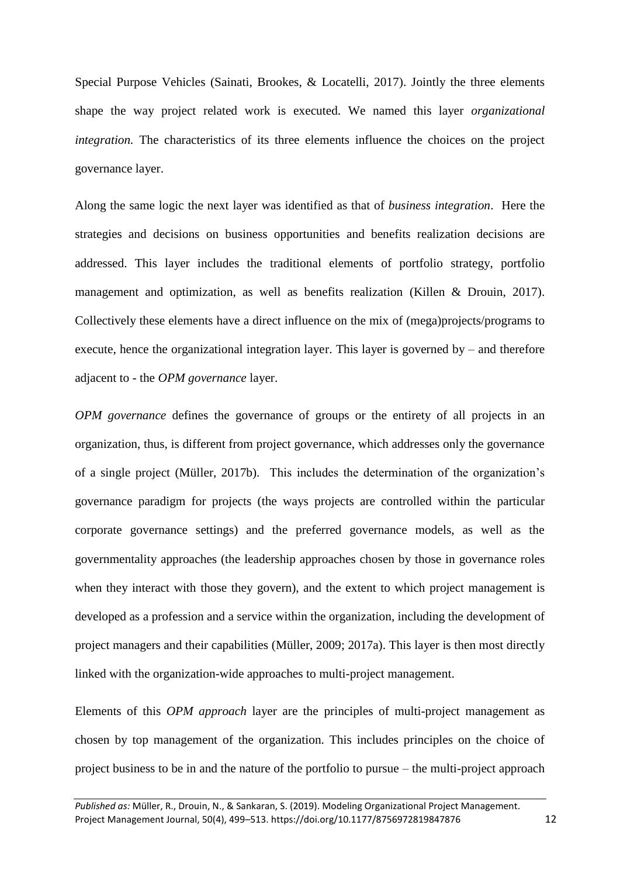Special Purpose Vehicles (Sainati, Brookes, & Locatelli, 2017). Jointly the three elements shape the way project related work is executed. We named this layer *organizational integration.* The characteristics of its three elements influence the choices on the project governance layer.

Along the same logic the next layer was identified as that of *business integration*. Here the strategies and decisions on business opportunities and benefits realization decisions are addressed. This layer includes the traditional elements of portfolio strategy, portfolio management and optimization, as well as benefits realization (Killen & Drouin, 2017). Collectively these elements have a direct influence on the mix of (mega)projects/programs to execute, hence the organizational integration layer. This layer is governed by – and therefore adjacent to - the *OPM governance* layer.

*OPM governance* defines the governance of groups or the entirety of all projects in an organization, thus, is different from project governance, which addresses only the governance of a single project (Müller, 2017b). This includes the determination of the organization's governance paradigm for projects (the ways projects are controlled within the particular corporate governance settings) and the preferred governance models, as well as the governmentality approaches (the leadership approaches chosen by those in governance roles when they interact with those they govern), and the extent to which project management is developed as a profession and a service within the organization, including the development of project managers and their capabilities (Müller, 2009; 2017a). This layer is then most directly linked with the organization-wide approaches to multi-project management.

Elements of this *OPM approach* layer are the principles of multi-project management as chosen by top management of the organization. This includes principles on the choice of project business to be in and the nature of the portfolio to pursue – the multi-project approach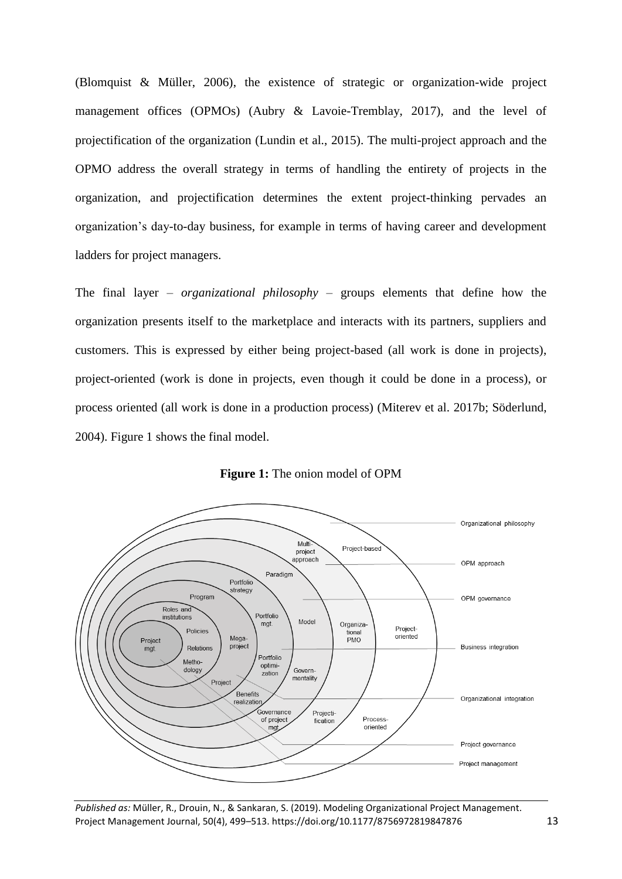(Blomquist & Müller, 2006), the existence of strategic or organization-wide project management offices (OPMOs) (Aubry & Lavoie-Tremblay, 2017), and the level of projectification of the organization (Lundin et al., 2015). The multi-project approach and the OPMO address the overall strategy in terms of handling the entirety of projects in the organization, and projectification determines the extent project-thinking pervades an organization's day-to-day business, for example in terms of having career and development ladders for project managers.

The final layer – *organizational philosophy* – groups elements that define how the organization presents itself to the marketplace and interacts with its partners, suppliers and customers. This is expressed by either being project-based (all work is done in projects), project-oriented (work is done in projects, even though it could be done in a process), or process oriented (all work is done in a production process) (Miterev et al. 2017b; Söderlund, 2004). Figure 1 shows the final model.

**Figure 1:** The onion model of OPM

*Published as:* Müller, R., Drouin, N., & Sankaran, S. (2019). Modeling Organizational Project Management. Project Management Journal, 50(4), 499–513. https://doi.org/10.1177/8756972819847876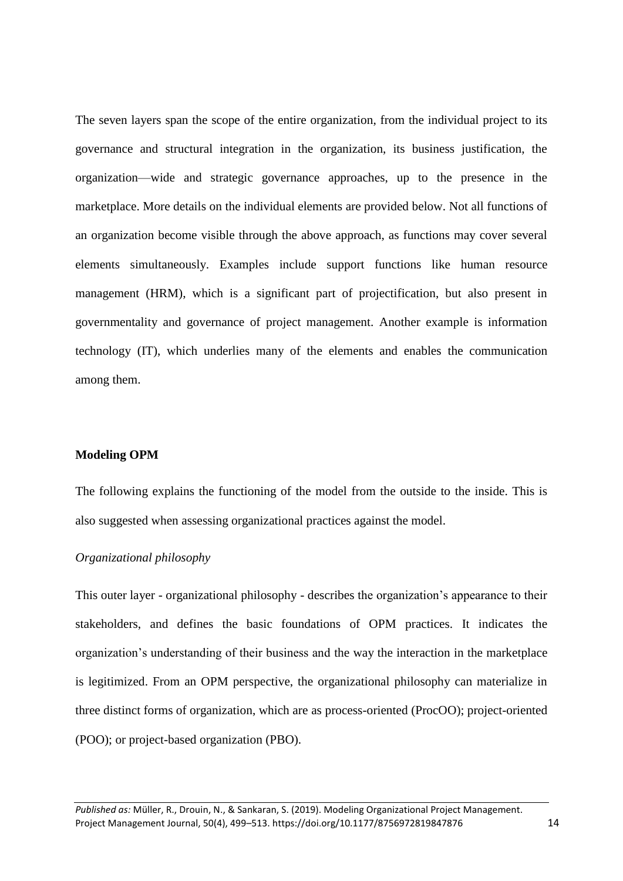The seven layers span the scope of the entire organization, from the individual project to its governance and structural integration in the organization, its business justification, the organization—wide and strategic governance approaches, up to the presence in the marketplace. More details on the individual elements are provided below. Not all functions of an organization become visible through the above approach, as functions may cover several elements simultaneously. Examples include support functions like human resource management (HRM), which is a significant part of projectification, but also present in governmentality and governance of project management. Another example is information technology (IT), which underlies many of the elements and enables the communication among them.

**Modeling OPM**

The following explains the functioning of the model from the outside to the inside. This is also suggested when assessing organizational practices against the model.

*Organizational philosophy*

This outer layer - organizational philosophy - describes the organization's appearance to their stakeholders, and defines the basic foundations of OPM practices. It indicates the organization's understanding of their business and the way the interaction in the marketplace is legitimized. From an OPM perspective, the organizational philosophy can materialize in three distinct forms of organization, which are as process-oriented (ProcOO); project-oriented (POO); or project-based organization (PBO).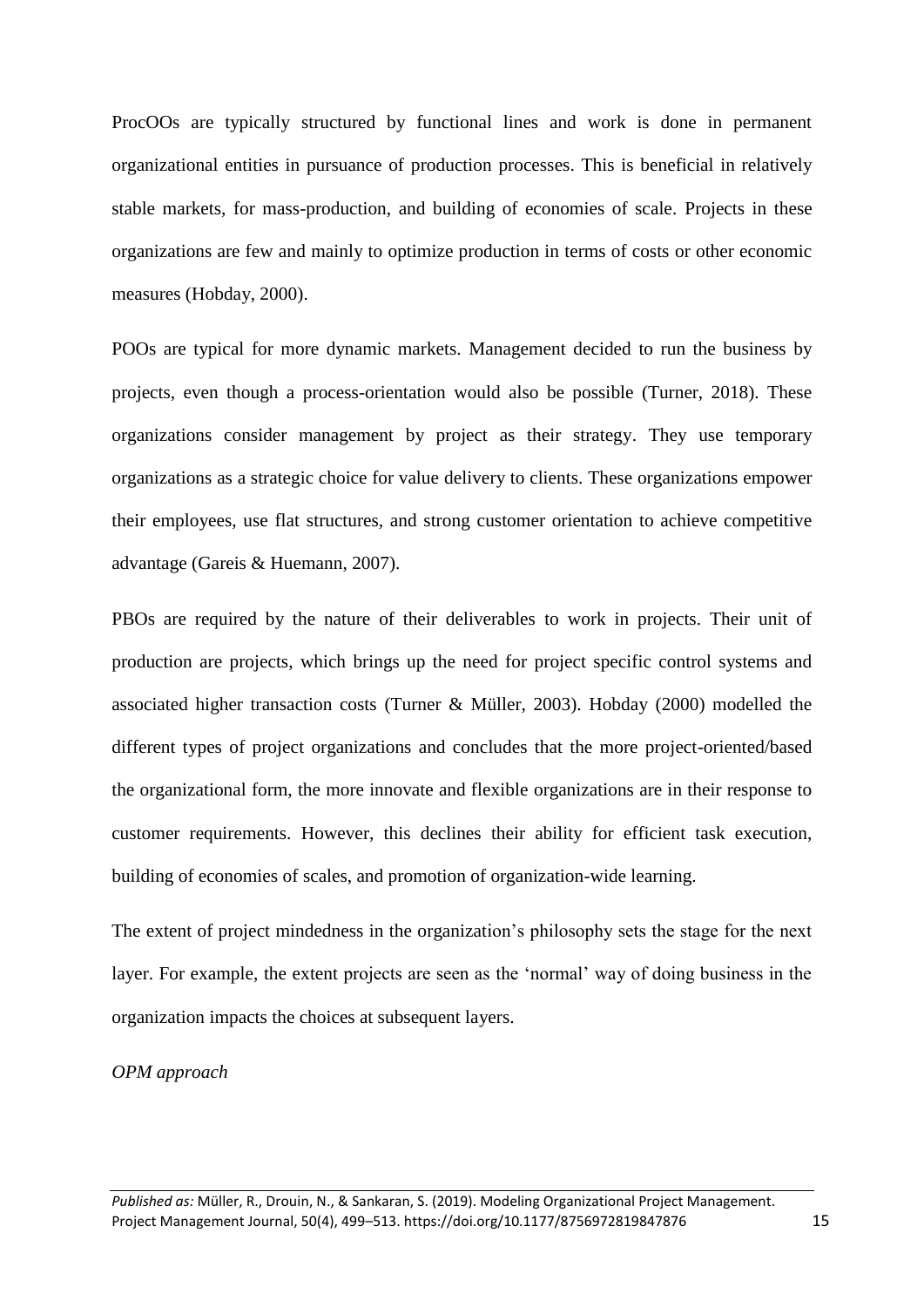ProcOOs are typically structured by functional lines and work is done in permanent organizational entities in pursuance of production processes. This is beneficial in relatively stable markets, for mass-production, and building of economies of scale. Projects in these organizations are few and mainly to optimize production in terms of costs or other economic measures (Hobday, 2000).

POOs are typical for more dynamic markets. Management decided to run the business by projects, even though a process-orientation would also be possible (Turner, 2018). These organizations consider management by project as their strategy. They use temporary organizations as a strategic choice for value delivery to clients. These organizations empower their employees, use flat structures, and strong customer orientation to achieve competitive advantage (Gareis & Huemann, 2007).

PBOs are required by the nature of their deliverables to work in projects. Their unit of production are projects, which brings up the need for project specific control systems and associated higher transaction costs (Turner & Müller, 2003). Hobday (2000) modelled the different types of project organizations and concludes that the more project-oriented/based the organizational form, the more innovate and flexible organizations are in their response to customer requirements. However, this declines their ability for efficient task execution, building of economies of scales, and promotion of organization-wide learning.

The extent of project mindedness in the organization's philosophy sets the stage for the next layer. For example, the extent projects are seen as the 'normal' way of doing business in the organization impacts the choices at subsequent layers.

*OPM approach*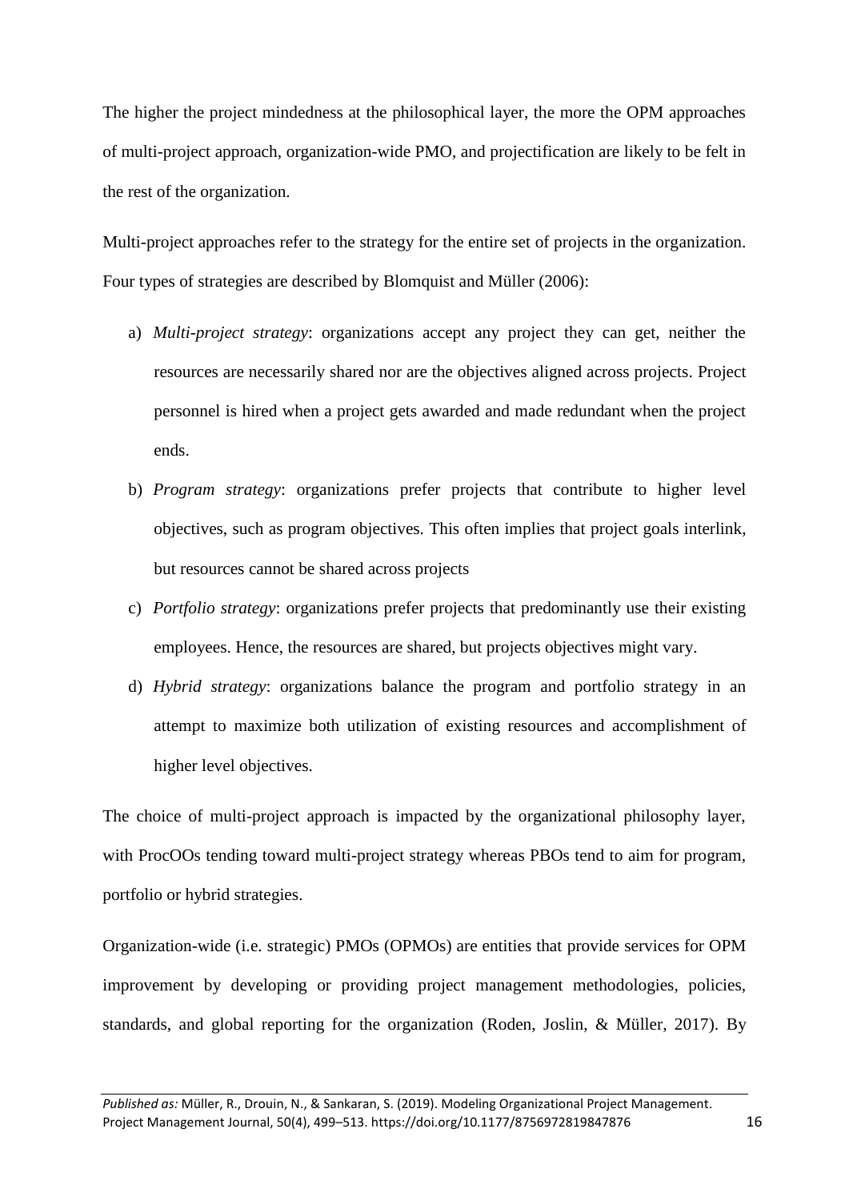The higher the project mindedness at the philosophical layer, the more the OPM approaches of multi-project approach, organization-wide PMO, and projectification are likely to be felt in the rest of the organization.

Multi-project approaches refer to the strategy for the entire set of projects in the organization. Four types of strategies are described by Blomquist and Müller (2006):

a) *Multi-project strategy*: organizations accept any project they can get, neither the resources are necessarily shared nor are the objectives aligned across projects. Project personnel is hired when a project gets awarded and made redundant when the project ends.

b) *Program strategy*: organizations prefer projects that contribute to higher level objectives, such as program objectives. This often implies that project goals interlink, but resources cannot be shared across projects

c) *Portfolio strategy*: organizations prefer projects that predominantly use their existing employees. Hence, the resources are shared, but projects objectives might vary.

d) *Hybrid strategy*: organizations balance the program and portfolio strategy in an attempt to maximize both utilization of existing resources and accomplishment of higher level objectives.

The choice of multi-project approach is impacted by the organizational philosophy layer, with ProcOOs tending toward multi-project strategy whereas PBOs tend to aim for program, portfolio or hybrid strategies.

Organization-wide (i.e. strategic) PMOs (OPMOs) are entities that provide services for OPM improvement by developing or providing project management methodologies, policies, standards, and global reporting for the organization (Roden, Joslin, & Müller, 2017). By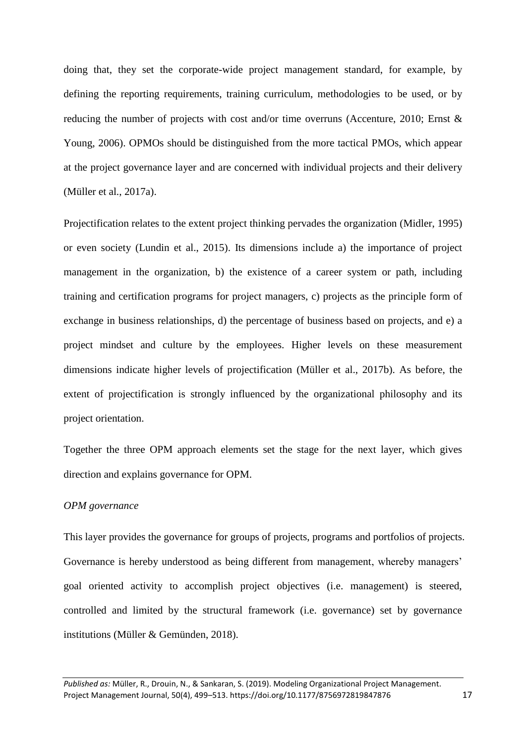doing that, they set the corporate-wide project management standard, for example, by defining the reporting requirements, training curriculum, methodologies to be used, or by reducing the number of projects with cost and/or time overruns (Accenture, 2010; Ernst & Young, 2006). OPMOs should be distinguished from the more tactical PMOs, which appear at the project governance layer and are concerned with individual projects and their delivery (Müller et al., 2017a).

Projectification relates to the extent project thinking pervades the organization (Midler, 1995) or even society (Lundin et al., 2015). Its dimensions include a) the importance of project management in the organization, b) the existence of a career system or path, including training and certification programs for project managers, c) projects as the principle form of exchange in business relationships, d) the percentage of business based on projects, and e) a project mindset and culture by the employees. Higher levels on these measurement dimensions indicate higher levels of projectification (Müller et al., 2017b). As before, the extent of projectification is strongly influenced by the organizational philosophy and its project orientation.

Together the three OPM approach elements set the stage for the next layer, which gives direction and explains governance for OPM.

*OPM governance*

This layer provides the governance for groups of projects, programs and portfolios of projects. Governance is hereby understood as being different from management, whereby managers' goal oriented activity to accomplish project objectives (i.e. management) is steered, controlled and limited by the structural framework (i.e. governance) set by governance institutions (Müller & Gemünden, 2018).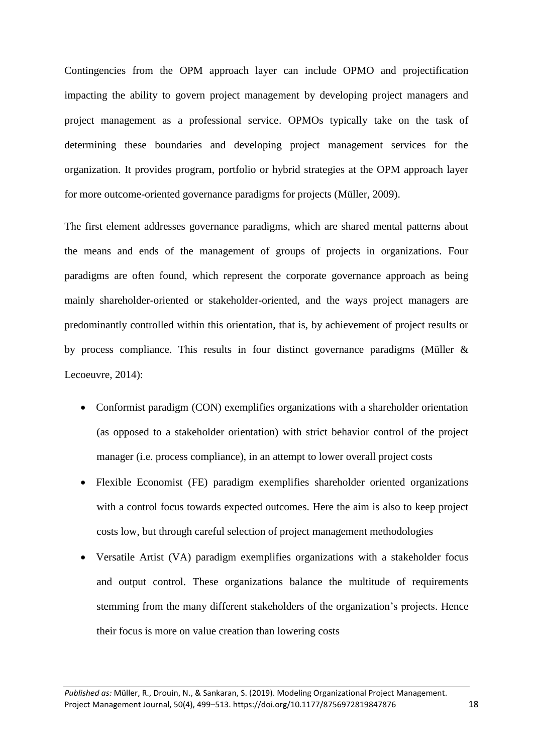Contingencies from the OPM approach layer can include OPMO and projectification impacting the ability to govern project management by developing project managers and project management as a professional service. OPMOs typically take on the task of determining these boundaries and developing project management services for the organization. It provides program, portfolio or hybrid strategies at the OPM approach layer for more outcome-oriented governance paradigms for projects (Müller, 2009).

The first element addresses governance paradigms, which are shared mental patterns about the means and ends of the management of groups of projects in organizations. Four paradigms are often found, which represent the corporate governance approach as being mainly shareholder-oriented or stakeholder-oriented, and the ways project managers are predominantly controlled within this orientation, that is, by achievement of project results or by process compliance. This results in four distinct governance paradigms (Müller & Lecoeuvre, 2014):

- Conformist paradigm (CON) exemplifies organizations with a shareholder orientation (as opposed to a stakeholder orientation) with strict behavior control of the project manager (i.e. process compliance), in an attempt to lower overall project costs
- Flexible Economist (FE) paradigm exemplifies shareholder oriented organizations with a control focus towards expected outcomes. Here the aim is also to keep project costs low, but through careful selection of project management methodologies
- Versatile Artist (VA) paradigm exemplifies organizations with a stakeholder focus and output control. These organizations balance the multitude of requirements stemming from the many different stakeholders of the organization's projects. Hence their focus is more on value creation than lowering costs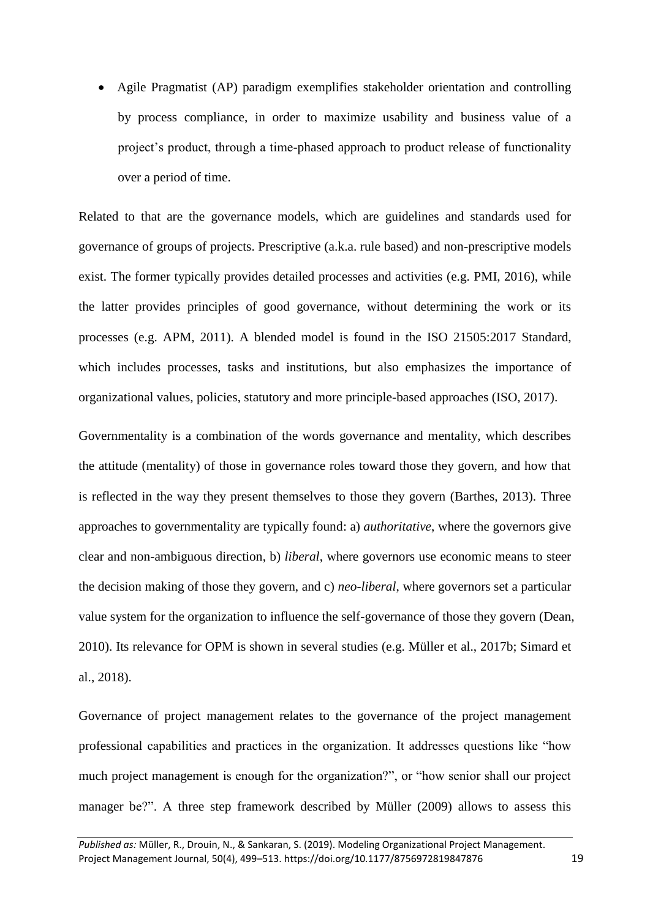- Agile Pragmatist (AP) paradigm exemplifies stakeholder orientation and controlling by process compliance, in order to maximize usability and business value of a project's product, through a time-phased approach to product release of functionality over a period of time.

Related to that are the governance models, which are guidelines and standards used for governance of groups of projects. Prescriptive (a.k.a. rule based) and non-prescriptive models exist. The former typically provides detailed processes and activities (e.g. PMI, 2016), while the latter provides principles of good governance, without determining the work or its processes (e.g. APM, 2011). A blended model is found in the ISO 21505:2017 Standard, which includes processes, tasks and institutions, but also emphasizes the importance of organizational values, policies, statutory and more principle-based approaches (ISO, 2017).

Governmentality is a combination of the words governance and mentality, which describes the attitude (mentality) of those in governance roles toward those they govern, and how that is reflected in the way they present themselves to those they govern (Barthes, 2013). Three approaches to governmentality are typically found: a) *authoritative*, where the governors give clear and non-ambiguous direction, b) *liberal*, where governors use economic means to steer the decision making of those they govern, and c) *neo-liberal*, where governors set a particular value system for the organization to influence the self-governance of those they govern (Dean, 2010). Its relevance for OPM is shown in several studies (e.g. Müller et al., 2017b; Simard et al., 2018).

Governance of project management relates to the governance of the project management professional capabilities and practices in the organization. It addresses questions like "how much project management is enough for the organization?", or "how senior shall our project manager be?". A three step framework described by Müller (2009) allows to assess this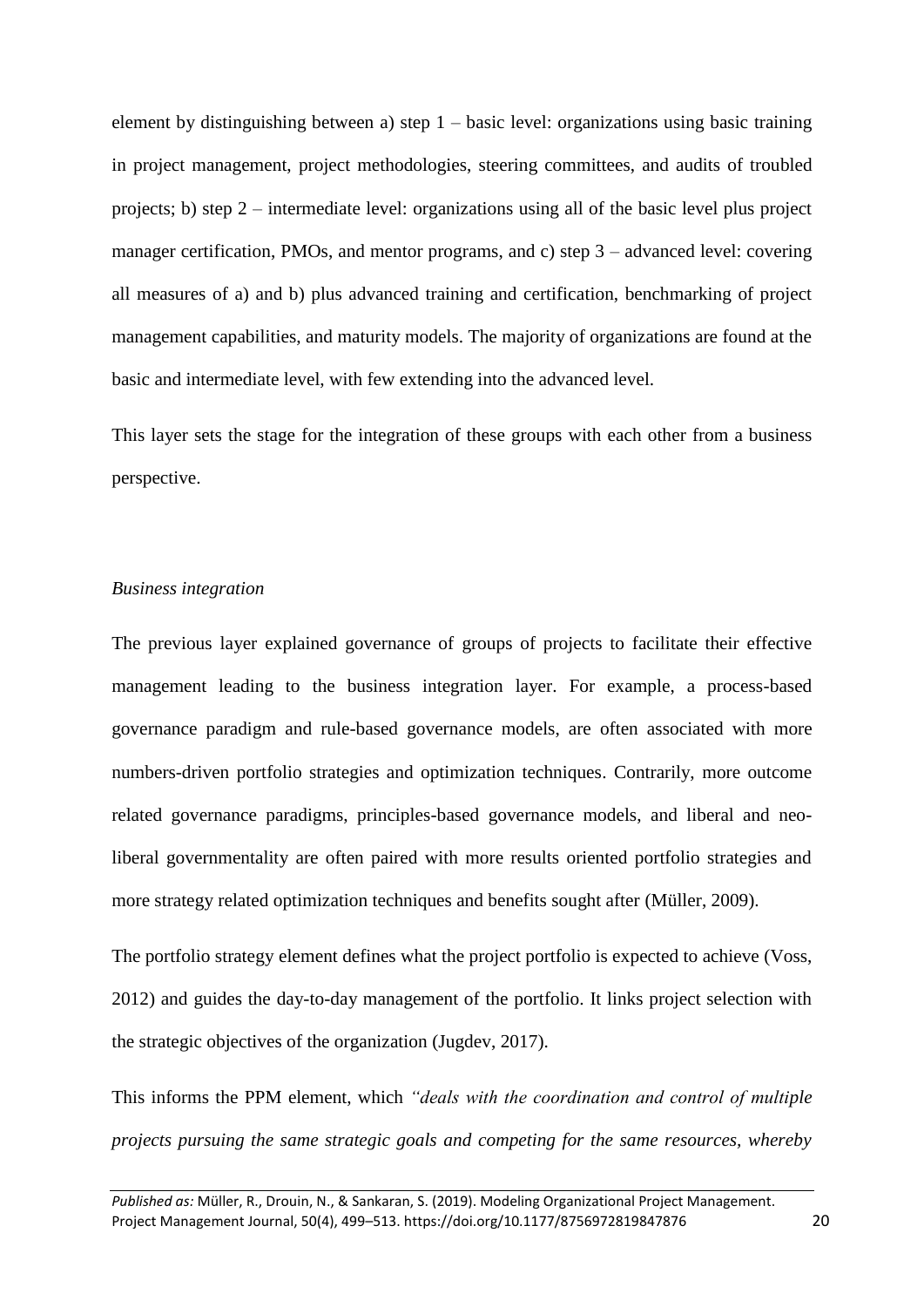element by distinguishing between a) step 1 – basic level: organizations using basic training in project management, project methodologies, steering committees, and audits of troubled projects; b) step 2 – intermediate level: organizations using all of the basic level plus project manager certification, PMOs, and mentor programs, and c) step 3 – advanced level: covering all measures of a) and b) plus advanced training and certification, benchmarking of project management capabilities, and maturity models. The majority of organizations are found at the basic and intermediate level, with few extending into the advanced level.

This layer sets the stage for the integration of these groups with each other from a business perspective.

*Business integration*

The previous layer explained governance of groups of projects to facilitate their effective management leading to the business integration layer. For example, a process-based governance paradigm and rule-based governance models, are often associated with more numbers-driven portfolio strategies and optimization techniques. Contrarily, more outcome related governance paradigms, principles-based governance models, and liberal and neo-liberal governmentality are often paired with more results oriented portfolio strategies and more strategy related optimization techniques and benefits sought after (Müller, 2009).

The portfolio strategy element defines what the project portfolio is expected to achieve (Voss, 2012) and guides the day-to-day management of the portfolio. It links project selection with the strategic objectives of the organization (Jugdev, 2017).

This informs the PPM element, which *"deals with the coordination and control of multiple projects pursuing the same strategic goals and competing for the same resources, whereby*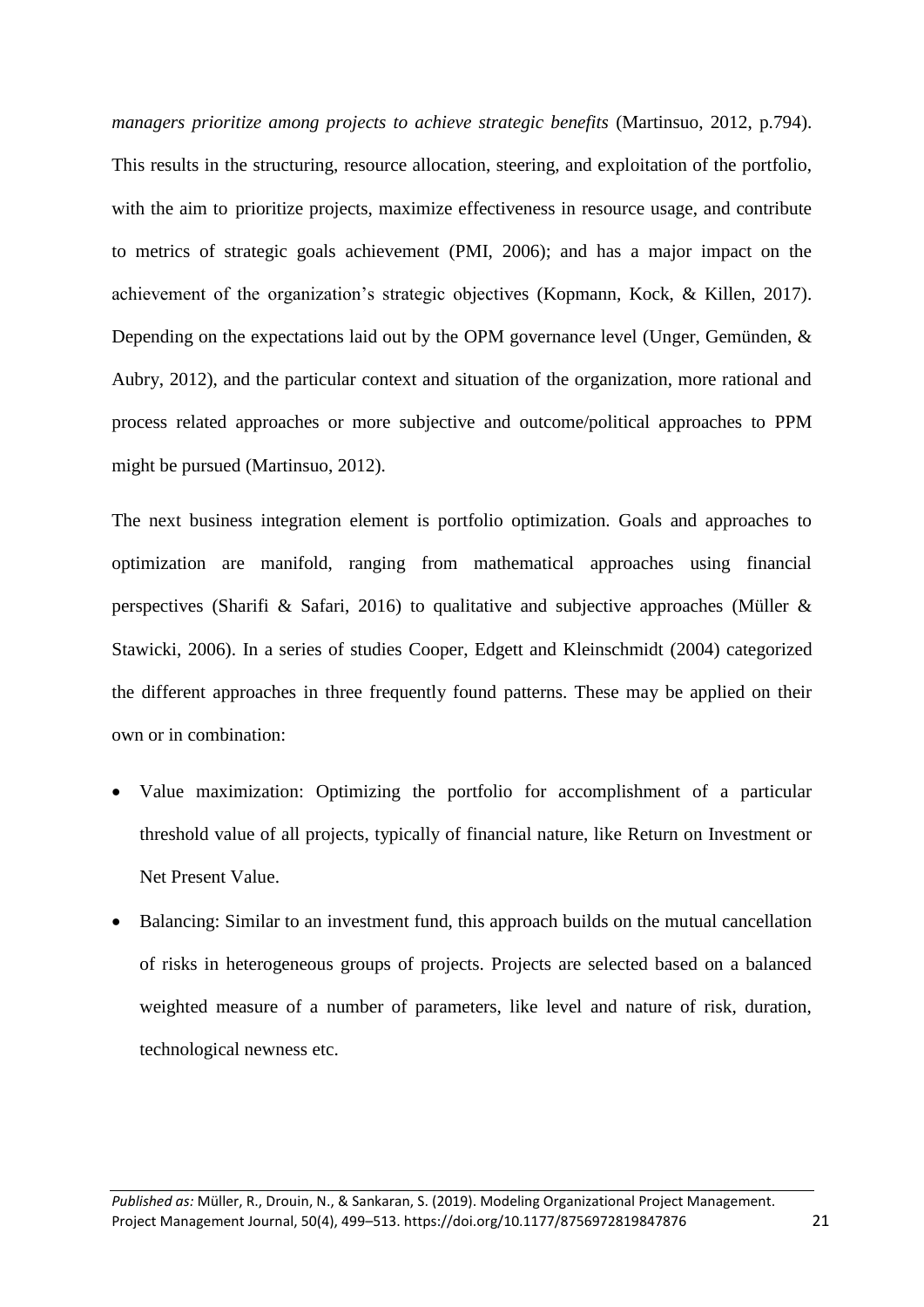*managers prioritize among projects to achieve strategic benefits* (Martinsuo, 2012, p.794). This results in the structuring, resource allocation, steering, and exploitation of the portfolio, with the aim to prioritize projects, maximize effectiveness in resource usage, and contribute to metrics of strategic goals achievement (PMI, 2006); and has a major impact on the achievement of the organization's strategic objectives (Kopmann, Kock, & Killen, 2017). Depending on the expectations laid out by the OPM governance level (Unger, Gemünden, & Aubry, 2012), and the particular context and situation of the organization, more rational and process related approaches or more subjective and outcome/political approaches to PPM might be pursued (Martinsuo, 2012).

The next business integration element is portfolio optimization. Goals and approaches to optimization are manifold, ranging from mathematical approaches using financial perspectives (Sharifi & Safari, 2016) to qualitative and subjective approaches (Müller & Stawicki, 2006). In a series of studies Cooper, Edgett and Kleinschmidt (2004) categorized the different approaches in three frequently found patterns. These may be applied on their own or in combination:

- Value maximization: Optimizing the portfolio for accomplishment of a particular threshold value of all projects, typically of financial nature, like Return on Investment or Net Present Value.
- Balancing: Similar to an investment fund, this approach builds on the mutual cancellation of risks in heterogeneous groups of projects. Projects are selected based on a balanced weighted measure of a number of parameters, like level and nature of risk, duration, technological newness etc.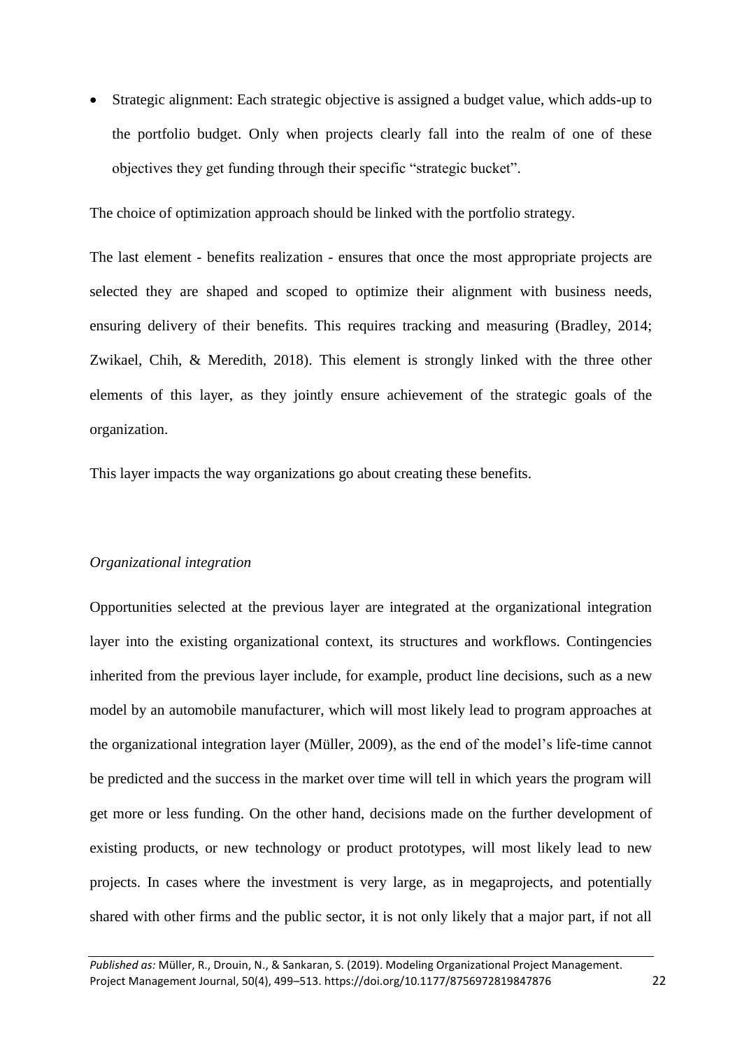- Strategic alignment: Each strategic objective is assigned a budget value, which adds-up to the portfolio budget. Only when projects clearly fall into the realm of one of these objectives they get funding through their specific "strategic bucket".

The choice of optimization approach should be linked with the portfolio strategy.

The last element - benefits realization - ensures that once the most appropriate projects are selected they are shaped and scoped to optimize their alignment with business needs, ensuring delivery of their benefits. This requires tracking and measuring (Bradley, 2014; Zwikael, Chih, & Meredith, 2018). This element is strongly linked with the three other elements of this layer, as they jointly ensure achievement of the strategic goals of the organization.

This layer impacts the way organizations go about creating these benefits.

*Organizational integration*

Opportunities selected at the previous layer are integrated at the organizational integration layer into the existing organizational context, its structures and workflows. Contingencies inherited from the previous layer include, for example, product line decisions, such as a new model by an automobile manufacturer, which will most likely lead to program approaches at the organizational integration layer (Müller, 2009), as the end of the model's life-time cannot be predicted and the success in the market over time will tell in which years the program will get more or less funding. On the other hand, decisions made on the further development of existing products, or new technology or product prototypes, will most likely lead to new projects. In cases where the investment is very large, as in megaprojects, and potentially shared with other firms and the public sector, it is not only likely that a major part, if not all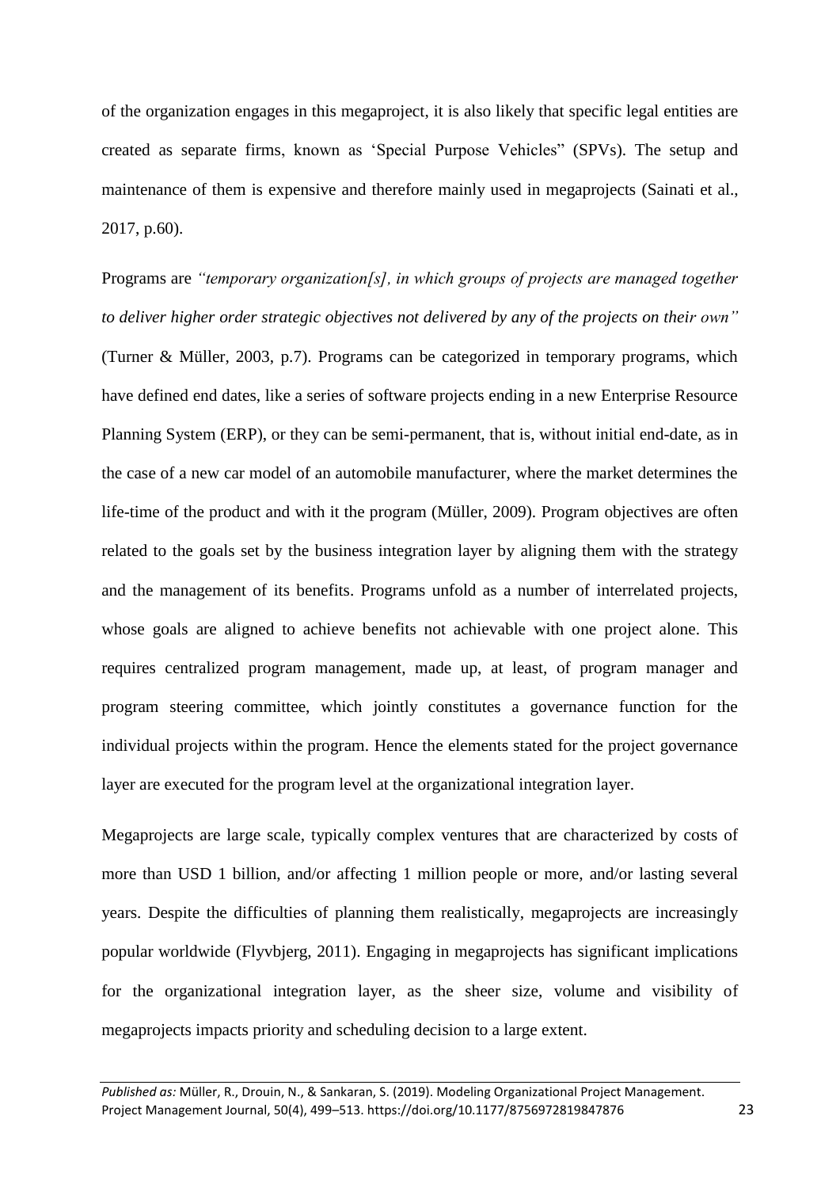of the organization engages in this megaproject, it is also likely that specific legal entities are created as separate firms, known as 'Special Purpose Vehicles" (SPVs). The setup and maintenance of them is expensive and therefore mainly used in megaprojects (Sainati et al., 2017, p.60).

Programs are *"temporary organization[s], in which groups of projects are managed together to deliver higher order strategic objectives not delivered by any of the projects on their own"* (Turner & Müller, 2003, p.7). Programs can be categorized in temporary programs, which have defined end dates, like a series of software projects ending in a new Enterprise Resource Planning System (ERP), or they can be semi-permanent, that is, without initial end-date, as in the case of a new car model of an automobile manufacturer, where the market determines the life-time of the product and with it the program (Müller, 2009). Program objectives are often related to the goals set by the business integration layer by aligning them with the strategy and the management of its benefits. Programs unfold as a number of interrelated projects, whose goals are aligned to achieve benefits not achievable with one project alone. This requires centralized program management, made up, at least, of program manager and program steering committee, which jointly constitutes a governance function for the individual projects within the program. Hence the elements stated for the project governance layer are executed for the program level at the organizational integration layer.

Megaprojects are large scale, typically complex ventures that are characterized by costs of more than USD 1 billion, and/or affecting 1 million people or more, and/or lasting several years. Despite the difficulties of planning them realistically, megaprojects are increasingly popular worldwide (Flyvbjerg, 2011). Engaging in megaprojects has significant implications for the organizational integration layer, as the sheer size, volume and visibility of megaprojects impacts priority and scheduling decision to a large extent.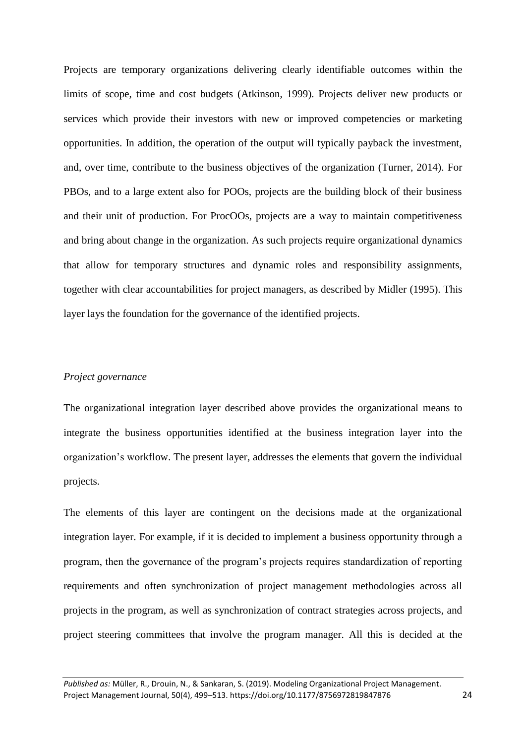Projects are temporary organizations delivering clearly identifiable outcomes within the limits of scope, time and cost budgets (Atkinson, 1999). Projects deliver new products or services which provide their investors with new or improved competencies or marketing opportunities. In addition, the operation of the output will typically payback the investment, and, over time, contribute to the business objectives of the organization (Turner, 2014). For PBOs, and to a large extent also for POOs, projects are the building block of their business and their unit of production. For ProcOOs, projects are a way to maintain competitiveness and bring about change in the organization. As such projects require organizational dynamics that allow for temporary structures and dynamic roles and responsibility assignments, together with clear accountabilities for project managers, as described by Midler (1995). This layer lays the foundation for the governance of the identified projects.

*Project governance*

The organizational integration layer described above provides the organizational means to integrate the business opportunities identified at the business integration layer into the organization's workflow. The present layer, addresses the elements that govern the individual projects.

The elements of this layer are contingent on the decisions made at the organizational integration layer. For example, if it is decided to implement a business opportunity through a program, then the governance of the program's projects requires standardization of reporting requirements and often synchronization of project management methodologies across all projects in the program, as well as synchronization of contract strategies across projects, and project steering committees that involve the program manager. All this is decided at the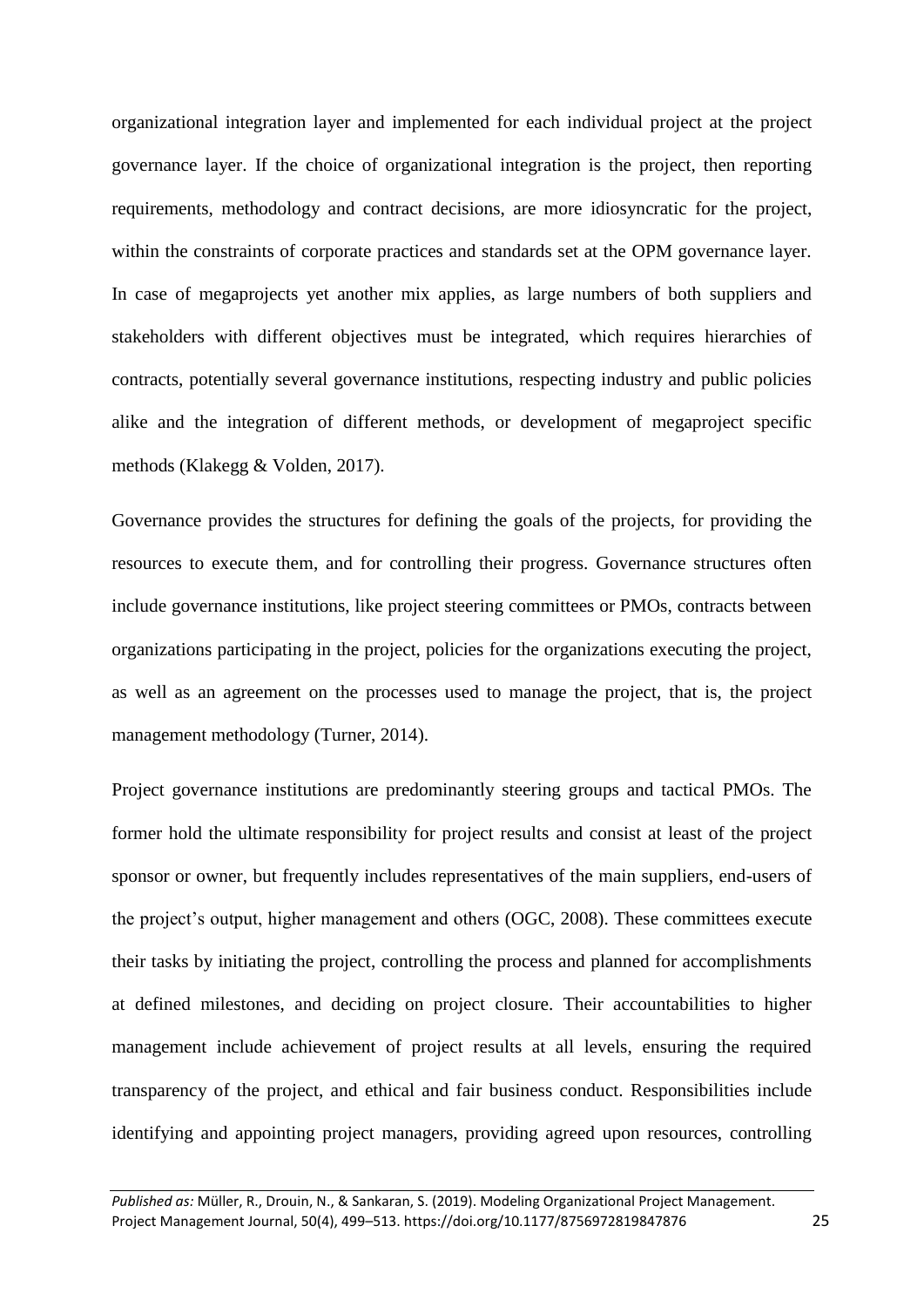organizational integration layer and implemented for each individual project at the project governance layer. If the choice of organizational integration is the project, then reporting requirements, methodology and contract decisions, are more idiosyncratic for the project, within the constraints of corporate practices and standards set at the OPM governance layer. In case of megaprojects yet another mix applies, as large numbers of both suppliers and stakeholders with different objectives must be integrated, which requires hierarchies of contracts, potentially several governance institutions, respecting industry and public policies alike and the integration of different methods, or development of megaproject specific methods (Klakegg & Volden, 2017).

Governance provides the structures for defining the goals of the projects, for providing the resources to execute them, and for controlling their progress. Governance structures often include governance institutions, like project steering committees or PMOs, contracts between organizations participating in the project, policies for the organizations executing the project, as well as an agreement on the processes used to manage the project, that is, the project management methodology (Turner, 2014).

Project governance institutions are predominantly steering groups and tactical PMOs. The former hold the ultimate responsibility for project results and consist at least of the project sponsor or owner, but frequently includes representatives of the main suppliers, end-users of the project's output, higher management and others (OGC, 2008). These committees execute their tasks by initiating the project, controlling the process and planned for accomplishments at defined milestones, and deciding on project closure. Their accountabilities to higher management include achievement of project results at all levels, ensuring the required transparency of the project, and ethical and fair business conduct. Responsibilities include identifying and appointing project managers, providing agreed upon resources, controlling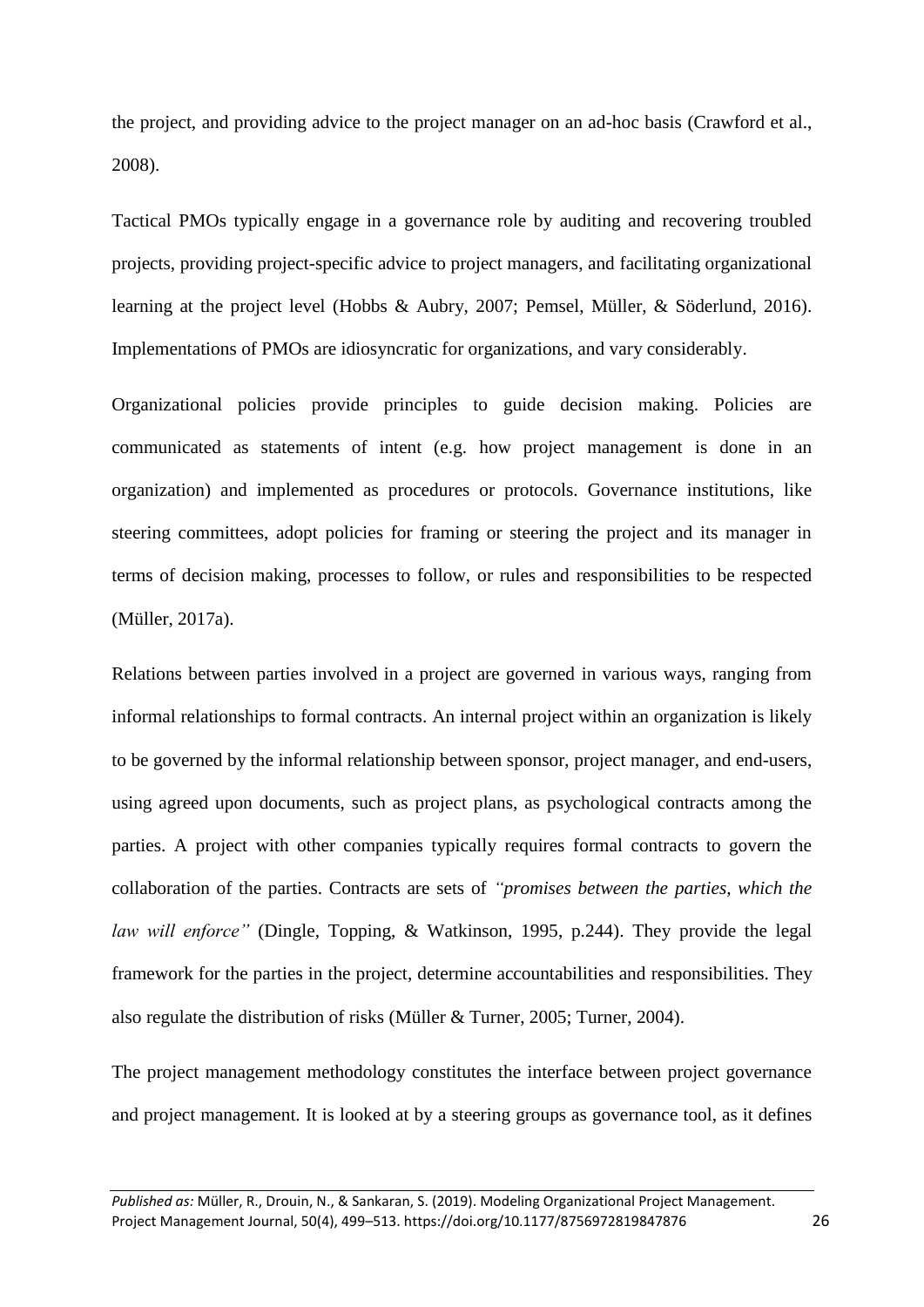the project, and providing advice to the project manager on an ad-hoc basis (Crawford et al., 2008).

Tactical PMOs typically engage in a governance role by auditing and recovering troubled projects, providing project-specific advice to project managers, and facilitating organizational learning at the project level (Hobbs & Aubry, 2007; Pemsel, Müller, & Söderlund, 2016). Implementations of PMOs are idiosyncratic for organizations, and vary considerably.

Organizational policies provide principles to guide decision making. Policies are communicated as statements of intent (e.g. how project management is done in an organization) and implemented as procedures or protocols. Governance institutions, like steering committees, adopt policies for framing or steering the project and its manager in terms of decision making, processes to follow, or rules and responsibilities to be respected (Müller, 2017a).

Relations between parties involved in a project are governed in various ways, ranging from informal relationships to formal contracts. An internal project within an organization is likely to be governed by the informal relationship between sponsor, project manager, and end-users, using agreed upon documents, such as project plans, as psychological contracts among the parties. A project with other companies typically requires formal contracts to govern the collaboration of the parties. Contracts are sets of *"promises between the parties, which the law will enforce"* (Dingle, Topping, & Watkinson, 1995, p.244). They provide the legal framework for the parties in the project, determine accountabilities and responsibilities. They also regulate the distribution of risks (Müller & Turner, 2005; Turner, 2004).

The project management methodology constitutes the interface between project governance and project management. It is looked at by a steering groups as governance tool, as it defines

*Published as:* Müller, R., Drouin, N., & Sankaran, S. (2019). Modeling Organizational Project Management. Project Management Journal, 50(4), 499–513. https://doi.org/10.1177/8756972819847876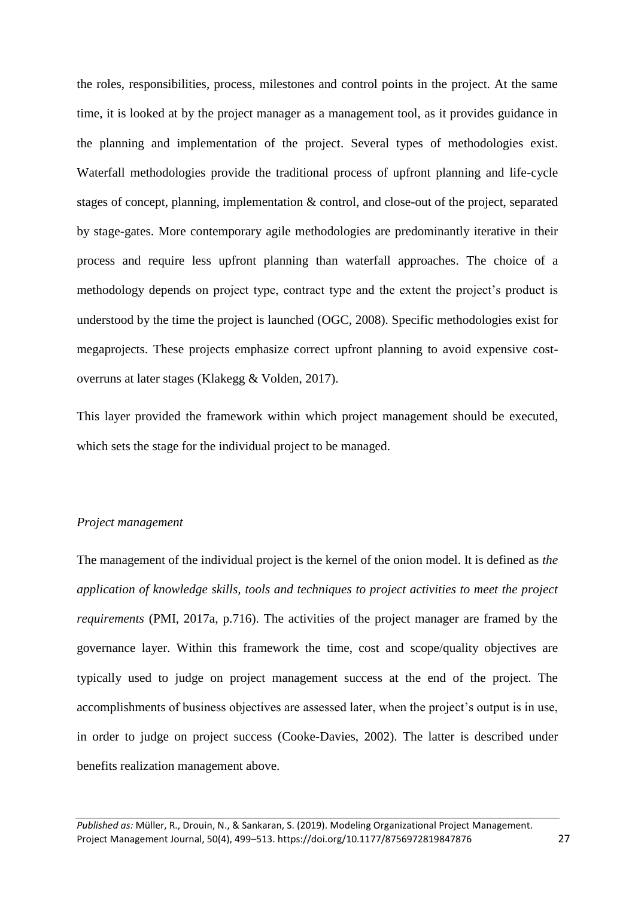the roles, responsibilities, process, milestones and control points in the project. At the same time, it is looked at by the project manager as a management tool, as it provides guidance in the planning and implementation of the project. Several types of methodologies exist. Waterfall methodologies provide the traditional process of upfront planning and life-cycle stages of concept, planning, implementation & control, and close-out of the project, separated by stage-gates. More contemporary agile methodologies are predominantly iterative in their process and require less upfront planning than waterfall approaches. The choice of a methodology depends on project type, contract type and the extent the project's product is understood by the time the project is launched (OGC, 2008). Specific methodologies exist for megaprojects. These projects emphasize correct upfront planning to avoid expensive cost-overruns at later stages (Klakegg & Volden, 2017).

This layer provided the framework within which project management should be executed, which sets the stage for the individual project to be managed.

*Project management*

The management of the individual project is the kernel of the onion model. It is defined as *the application of knowledge skills, tools and techniques to project activities to meet the project requirements* (PMI, 2017a, p.716). The activities of the project manager are framed by the governance layer. Within this framework the time, cost and scope/quality objectives are typically used to judge on project management success at the end of the project. The accomplishments of business objectives are assessed later, when the project's output is in use, in order to judge on project success (Cooke-Davies, 2002). The latter is described under benefits realization management above.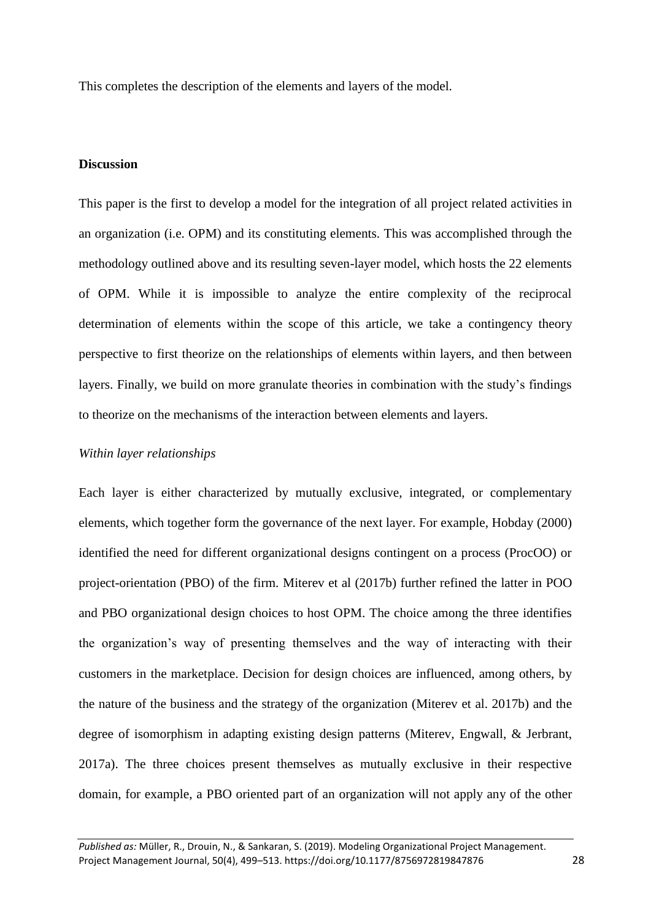This completes the description of the elements and layers of the model.

## Discussion

This paper is the first to develop a model for the integration of all project related activities in an organization (i.e. OPM) and its constituting elements. This was accomplished through the methodology outlined above and its resulting seven-layer model, which hosts the 22 elements of OPM. While it is impossible to analyze the entire complexity of the reciprocal determination of elements within the scope of this article, we take a contingency theory perspective to first theorize on the relationships of elements within layers, and then between layers. Finally, we build on more granulate theories in combination with the study's findings to theorize on the mechanisms of the interaction between elements and layers.

### *Within layer relationships*

Each layer is either characterized by mutually exclusive, integrated, or complementary elements, which together form the governance of the next layer. For example, Hobday (2000) identified the need for different organizational designs contingent on a process (ProcOO) or project-orientation (PBO) of the firm. Miterev et al (2017b) further refined the latter in POO and PBO organizational design choices to host OPM. The choice among the three identifies the organization's way of presenting themselves and the way of interacting with their customers in the marketplace. Decision for design choices are influenced, among others, by the nature of the business and the strategy of the organization (Miterev et al. 2017b) and the degree of isomorphism in adapting existing design patterns (Miterev, Engwall, & Jerbrant, 2017a). The three choices present themselves as mutually exclusive in their respective domain, for example, a PBO oriented part of an organization will not apply any of the other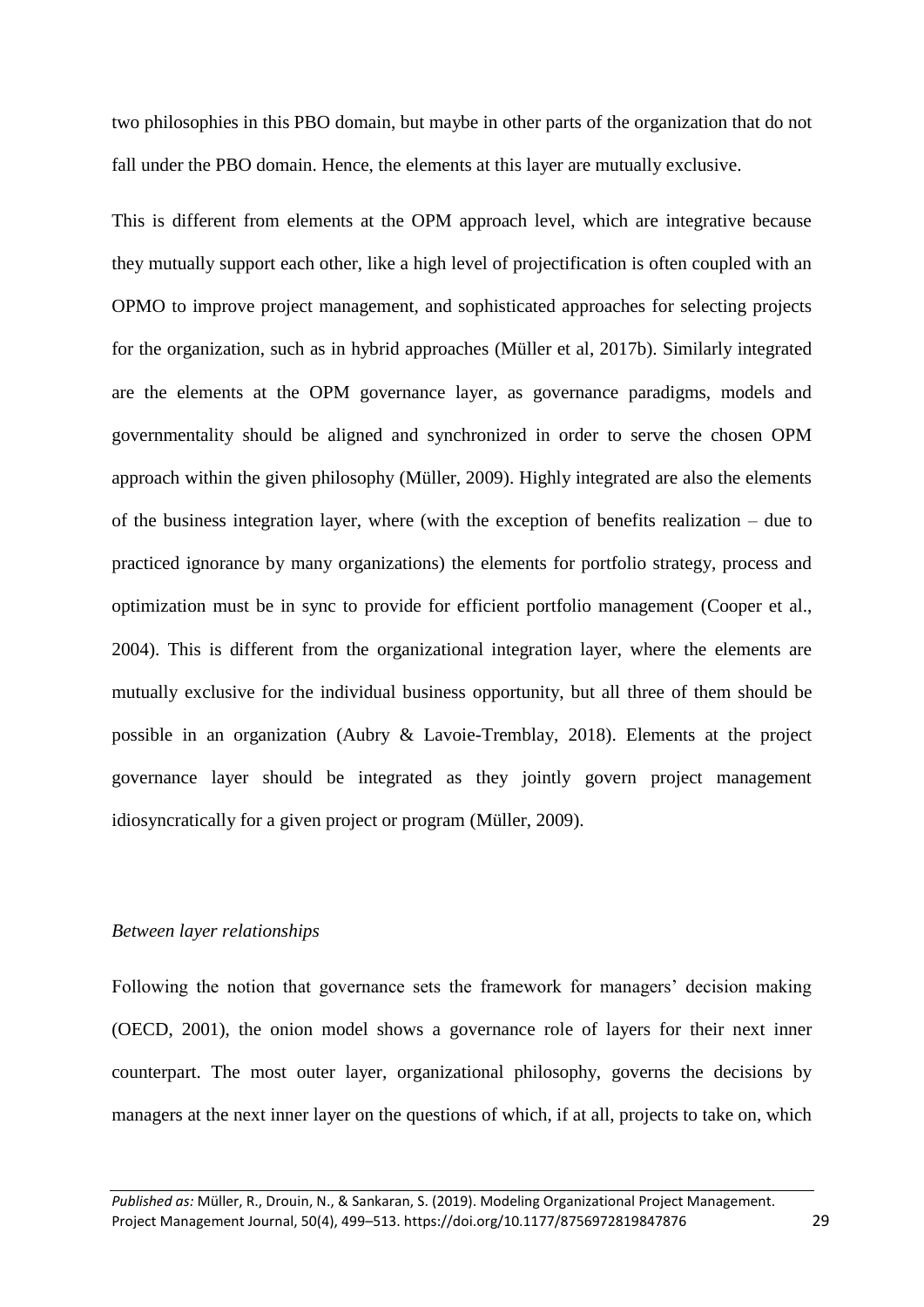two philosophies in this PBO domain, but maybe in other parts of the organization that do not fall under the PBO domain. Hence, the elements at this layer are mutually exclusive.

This is different from elements at the OPM approach level, which are integrative because they mutually support each other, like a high level of projectification is often coupled with an OPMO to improve project management, and sophisticated approaches for selecting projects for the organization, such as in hybrid approaches (Müller et al, 2017b). Similarly integrated are the elements at the OPM governance layer, as governance paradigms, models and governmentality should be aligned and synchronized in order to serve the chosen OPM approach within the given philosophy (Müller, 2009). Highly integrated are also the elements of the business integration layer, where (with the exception of benefits realization – due to practiced ignorance by many organizations) the elements for portfolio strategy, process and optimization must be in sync to provide for efficient portfolio management (Cooper et al., 2004). This is different from the organizational integration layer, where the elements are mutually exclusive for the individual business opportunity, but all three of them should be possible in an organization (Aubry & Lavoie-Tremblay, 2018). Elements at the project governance layer should be integrated as they jointly govern project management idiosyncratically for a given project or program (Müller, 2009).

*Between layer relationships*

Following the notion that governance sets the framework for managers' decision making (OECD, 2001), the onion model shows a governance role of layers for their next inner counterpart. The most outer layer, organizational philosophy, governs the decisions by managers at the next inner layer on the questions of which, if at all, projects to take on, which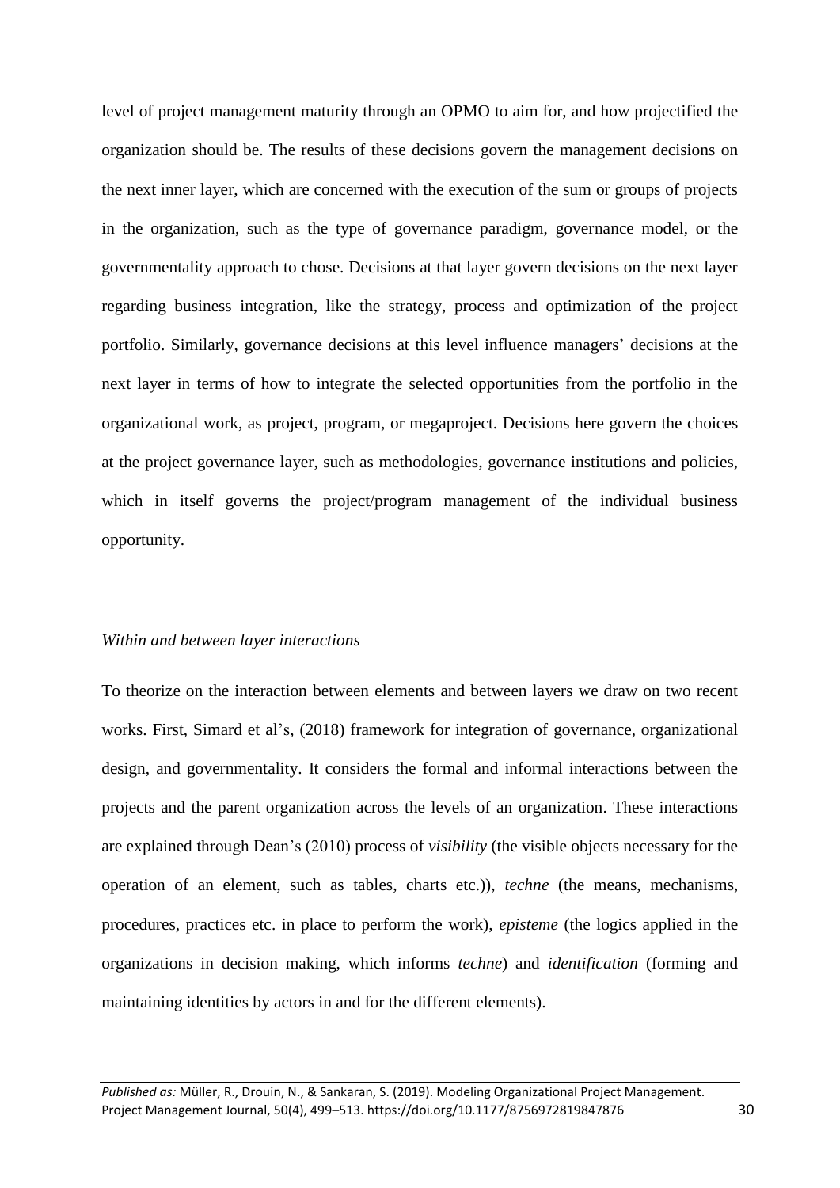level of project management maturity through an OPMO to aim for, and how projectified the organization should be. The results of these decisions govern the management decisions on the next inner layer, which are concerned with the execution of the sum or groups of projects in the organization, such as the type of governance paradigm, governance model, or the governmentality approach to chose. Decisions at that layer govern decisions on the next layer regarding business integration, like the strategy, process and optimization of the project portfolio. Similarly, governance decisions at this level influence managers' decisions at the next layer in terms of how to integrate the selected opportunities from the portfolio in the organizational work, as project, program, or megaproject. Decisions here govern the choices at the project governance layer, such as methodologies, governance institutions and policies, which in itself governs the project/program management of the individual business opportunity.

*Within and between layer interactions*

To theorize on the interaction between elements and between layers we draw on two recent works. First, Simard et al's, (2018) framework for integration of governance, organizational design, and governmentality. It considers the formal and informal interactions between the projects and the parent organization across the levels of an organization. These interactions are explained through Dean's (2010) process of *visibility* (the visible objects necessary for the operation of an element, such as tables, charts etc.)), *techne* (the means, mechanisms, procedures, practices etc. in place to perform the work), *episteme* (the logics applied in the organizations in decision making, which informs *techne*) and *identification* (forming and maintaining identities by actors in and for the different elements).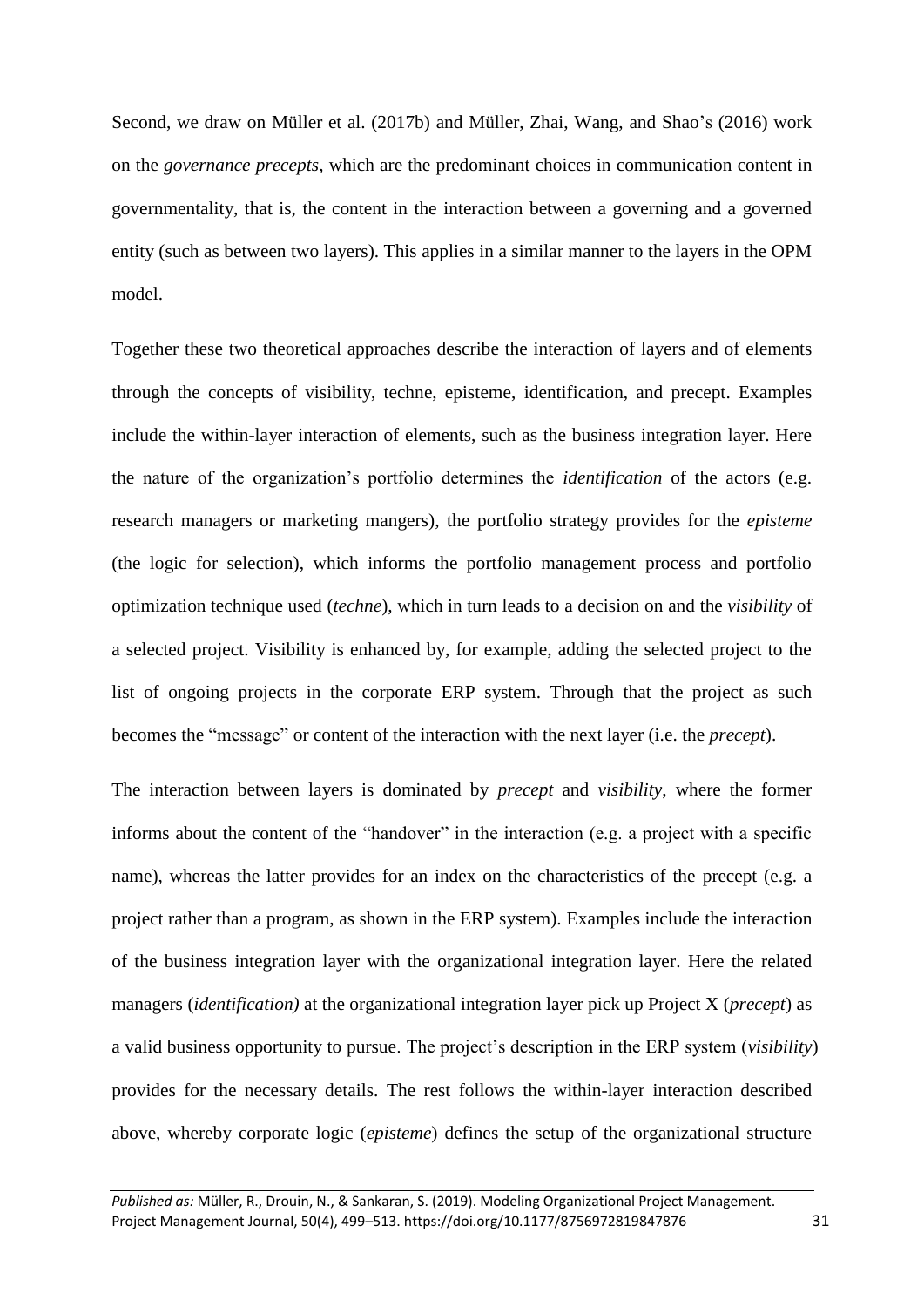Second, we draw on Müller et al. (2017b) and Müller, Zhai, Wang, and Shao's (2016) work on the *governance precepts*, which are the predominant choices in communication content in governmentality, that is, the content in the interaction between a governing and a governed entity (such as between two layers). This applies in a similar manner to the layers in the OPM model.

Together these two theoretical approaches describe the interaction of layers and of elements through the concepts of visibility, techne, episteme, identification, and precept. Examples include the within-layer interaction of elements, such as the business integration layer. Here the nature of the organization's portfolio determines the *identification* of the actors (e.g. research managers or marketing mangers), the portfolio strategy provides for the *episteme* (the logic for selection), which informs the portfolio management process and portfolio optimization technique used (*techne*), which in turn leads to a decision on and the *visibility* of a selected project. Visibility is enhanced by, for example, adding the selected project to the list of ongoing projects in the corporate ERP system. Through that the project as such becomes the "message" or content of the interaction with the next layer (i.e. the *precept*).

The interaction between layers is dominated by *precept* and *visibility*, where the former informs about the content of the "handover" in the interaction (e.g. a project with a specific name), whereas the latter provides for an index on the characteristics of the precept (e.g. a project rather than a program, as shown in the ERP system). Examples include the interaction of the business integration layer with the organizational integration layer. Here the related managers (*identification)* at the organizational integration layer pick up Project X (*precept*) as a valid business opportunity to pursue. The project's description in the ERP system (*visibility*) provides for the necessary details. The rest follows the within-layer interaction described above, whereby corporate logic (*episteme*) defines the setup of the organizational structure

*Published as:* Müller, R., Drouin, N., & Sankaran, S. (2019). Modeling Organizational Project Management. Project Management Journal, 50(4), 499–513. https://doi.org/10.1177/8756972819847876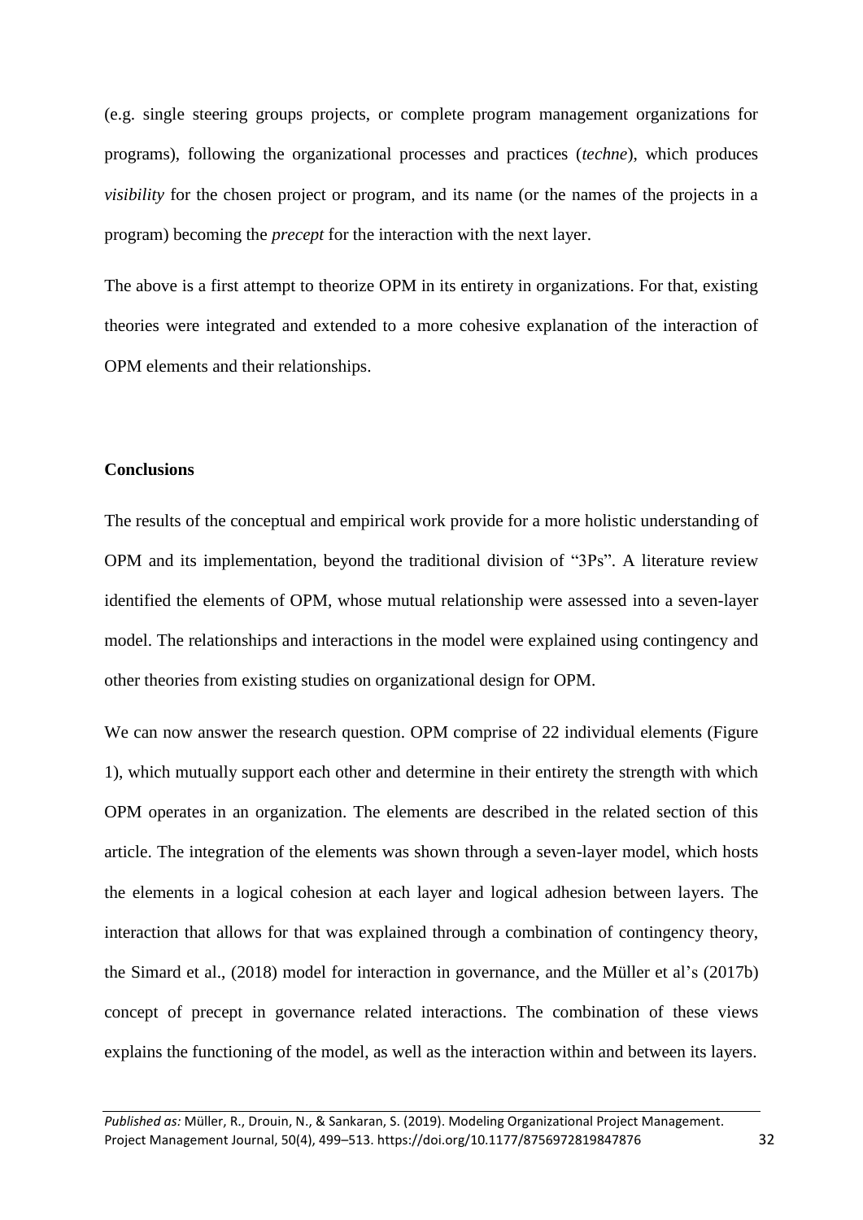(e.g. single steering groups projects, or complete program management organizations for programs), following the organizational processes and practices (*techne*), which produces *visibility* for the chosen project or program, and its name (or the names of the projects in a program) becoming the *precept* for the interaction with the next layer.

The above is a first attempt to theorize OPM in its entirety in organizations. For that, existing theories were integrated and extended to a more cohesive explanation of the interaction of OPM elements and their relationships.

**Conclusions**

The results of the conceptual and empirical work provide for a more holistic understanding of OPM and its implementation, beyond the traditional division of "3Ps". A literature review identified the elements of OPM, whose mutual relationship were assessed into a seven-layer model. The relationships and interactions in the model were explained using contingency and other theories from existing studies on organizational design for OPM.

We can now answer the research question. OPM comprise of 22 individual elements (Figure 1), which mutually support each other and determine in their entirety the strength with which OPM operates in an organization. The elements are described in the related section of this article. The integration of the elements was shown through a seven-layer model, which hosts the elements in a logical cohesion at each layer and logical adhesion between layers. The interaction that allows for that was explained through a combination of contingency theory, the Simard et al., (2018) model for interaction in governance, and the Müller et al's (2017b) concept of precept in governance related interactions. The combination of these views explains the functioning of the model, as well as the interaction within and between its layers.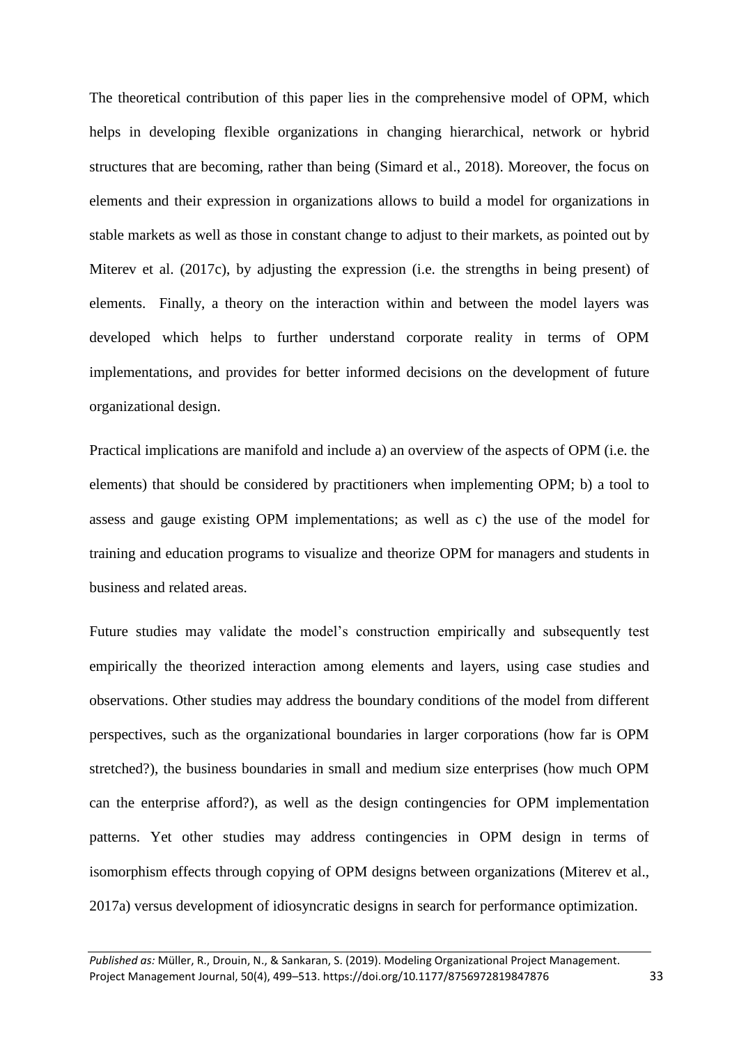The theoretical contribution of this paper lies in the comprehensive model of OPM, which helps in developing flexible organizations in changing hierarchical, network or hybrid structures that are becoming, rather than being (Simard et al., 2018). Moreover, the focus on elements and their expression in organizations allows to build a model for organizations in stable markets as well as those in constant change to adjust to their markets, as pointed out by Miterev et al. (2017c), by adjusting the expression (i.e. the strengths in being present) of elements. Finally, a theory on the interaction within and between the model layers was developed which helps to further understand corporate reality in terms of OPM implementations, and provides for better informed decisions on the development of future organizational design.

Practical implications are manifold and include a) an overview of the aspects of OPM (i.e. the elements) that should be considered by practitioners when implementing OPM; b) a tool to assess and gauge existing OPM implementations; as well as c) the use of the model for training and education programs to visualize and theorize OPM for managers and students in business and related areas.

Future studies may validate the model's construction empirically and subsequently test empirically the theorized interaction among elements and layers, using case studies and observations. Other studies may address the boundary conditions of the model from different perspectives, such as the organizational boundaries in larger corporations (how far is OPM stretched?), the business boundaries in small and medium size enterprises (how much OPM can the enterprise afford?), as well as the design contingencies for OPM implementation patterns. Yet other studies may address contingencies in OPM design in terms of isomorphism effects through copying of OPM designs between organizations (Miterev et al., 2017a) versus development of idiosyncratic designs in search for performance optimization.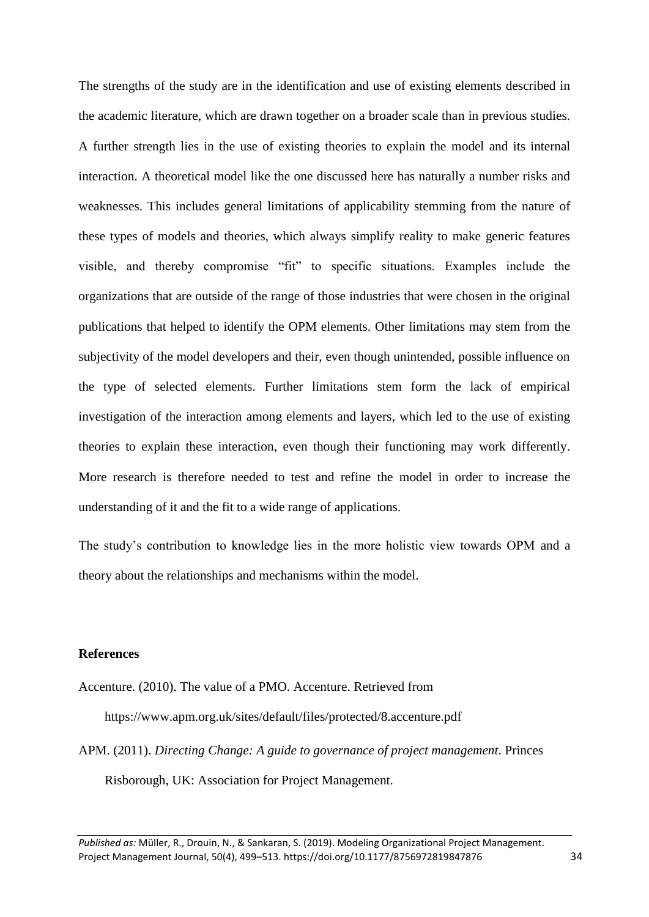The strengths of the study are in the identification and use of existing elements described in the academic literature, which are drawn together on a broader scale than in previous studies. A further strength lies in the use of existing theories to explain the model and its internal interaction. A theoretical model like the one discussed here has naturally a number risks and weaknesses. This includes general limitations of applicability stemming from the nature of these types of models and theories, which always simplify reality to make generic features visible, and thereby compromise “fit” to specific situations. Examples include the organizations that are outside of the range of those industries that were chosen in the original publications that helped to identify the OPM elements. Other limitations may stem from the subjectivity of the model developers and their, even though unintended, possible influence on the type of selected elements. Further limitations stem form the lack of empirical investigation of the interaction among elements and layers, which led to the use of existing theories to explain these interaction, even though their functioning may work differently. More research is therefore needed to test and refine the model in order to increase the understanding of it and the fit to a wide range of applications.

The study’s contribution to knowledge lies in the more holistic view towards OPM and a theory about the relationships and mechanisms within the model.

**References**

Accenture. (2010). The value of a PMO. Accenture. Retrieved from https://www.apm.org.uk/sites/default/files/protected/8.accenture.pdf

APM. (2011). *Directing Change: A guide to governance of project management*. Princes Risborough, UK: Association for Project Management.

*Published as:* Müller, R., Drouin, N., & Sankaran, S. (2019). Modeling Organizational Project Management. Project Management Journal, 50(4), 499–513. https://doi.org/10.1177/8756972819847876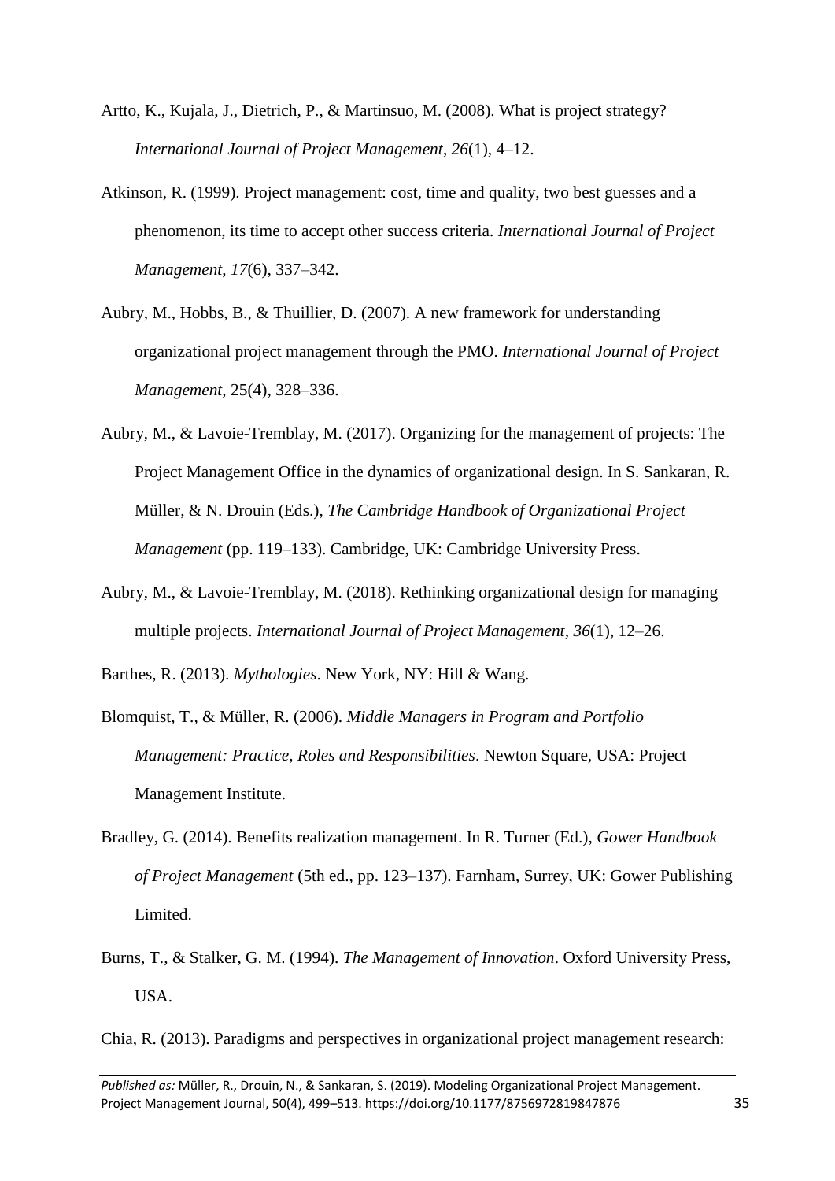Artto, K., Kujala, J., Dietrich, P., & Martinsuo, M. (2008). What is project strategy? *International Journal of Project Management*, *26*(1), 4–12.

Atkinson, R. (1999). Project management: cost, time and quality, two best guesses and a phenomenon, its time to accept other success criteria. *International Journal of Project Management*, *17*(6), 337–342.

Aubry, M., Hobbs, B., & Thuillier, D. (2007). A new framework for understanding organizational project management through the PMO. *International Journal of Project Management*, 25(4), 328–336.

Aubry, M., & Lavoie-Tremblay, M. (2017). Organizing for the management of projects: The Project Management Office in the dynamics of organizational design. In S. Sankaran, R. Müller, & N. Drouin (Eds.), *The Cambridge Handbook of Organizational Project Management* (pp. 119–133). Cambridge, UK: Cambridge University Press.

Aubry, M., & Lavoie-Tremblay, M. (2018). Rethinking organizational design for managing multiple projects. *International Journal of Project Management*, *36*(1), 12–26.

Barthes, R. (2013). *Mythologies*. New York, NY: Hill & Wang.

Blomquist, T., & Müller, R. (2006). *Middle Managers in Program and Portfolio Management: Practice, Roles and Responsibilities*. Newton Square, USA: Project Management Institute.

Bradley, G. (2014). Benefits realization management. In R. Turner (Ed.), *Gower Handbook of Project Management* (5th ed., pp. 123–137). Farnham, Surrey, UK: Gower Publishing Limited.

Burns, T., & Stalker, G. M. (1994). *The Management of Innovation*. Oxford University Press, USA.

Chia, R. (2013). Paradigms and perspectives in organizational project management research: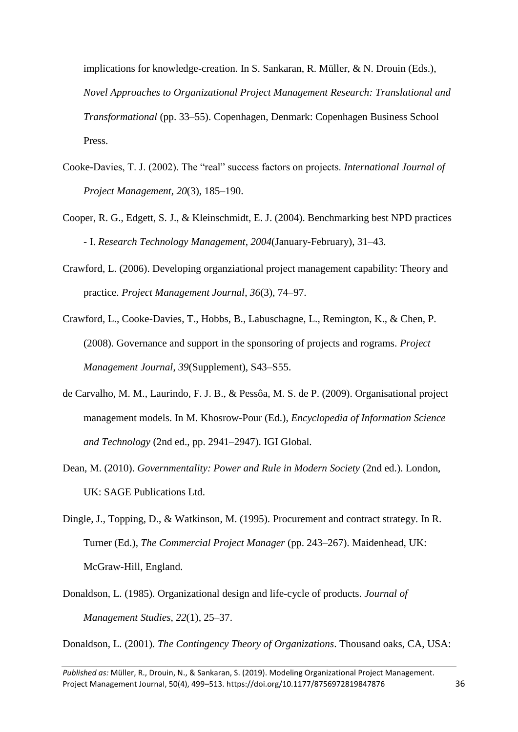implications for knowledge-creation. In S. Sankaran, R. Müller, & N. Drouin (Eds.), *Novel Approaches to Organizational Project Management Research: Translational and Transformational* (pp. 33–55). Copenhagen, Denmark: Copenhagen Business School Press.

Cooke-Davies, T. J. (2002). The "real" success factors on projects. *International Journal of Project Management*, *20*(3), 185–190.

Cooper, R. G., Edgett, S. J., & Kleinschmidt, E. J. (2004). Benchmarking best NPD practices - I. *Research Technology Management*, *2004*(January-February), 31–43.

Crawford, L. (2006). Developing organziational project management capability: Theory and practice. *Project Management Journal*, *36*(3), 74–97.

Crawford, L., Cooke-Davies, T., Hobbs, B., Labuschagne, L., Remington, K., & Chen, P. (2008). Governance and support in the sponsoring of projects and rograms. *Project Management Journal*, *39*(Supplement), S43–S55.

de Carvalho, M. M., Laurindo, F. J. B., & Pessôa, M. S. de P. (2009). Organisational project management models. In M. Khosrow-Pour (Ed.), *Encyclopedia of Information Science and Technology* (2nd ed., pp. 2941–2947). IGI Global.

Dean, M. (2010). *Governmentality: Power and Rule in Modern Society* (2nd ed.). London, UK: SAGE Publications Ltd.

Dingle, J., Topping, D., & Watkinson, M. (1995). Procurement and contract strategy. In R. Turner (Ed.), *The Commercial Project Manager* (pp. 243–267). Maidenhead, UK: McGraw-Hill, England.

Donaldson, L. (1985). Organizational design and life-cycle of products. *Journal of Management Studies*, *22*(1), 25–37.

Donaldson, L. (2001). *The Contingency Theory of Organizations*. Thousand oaks, CA, USA: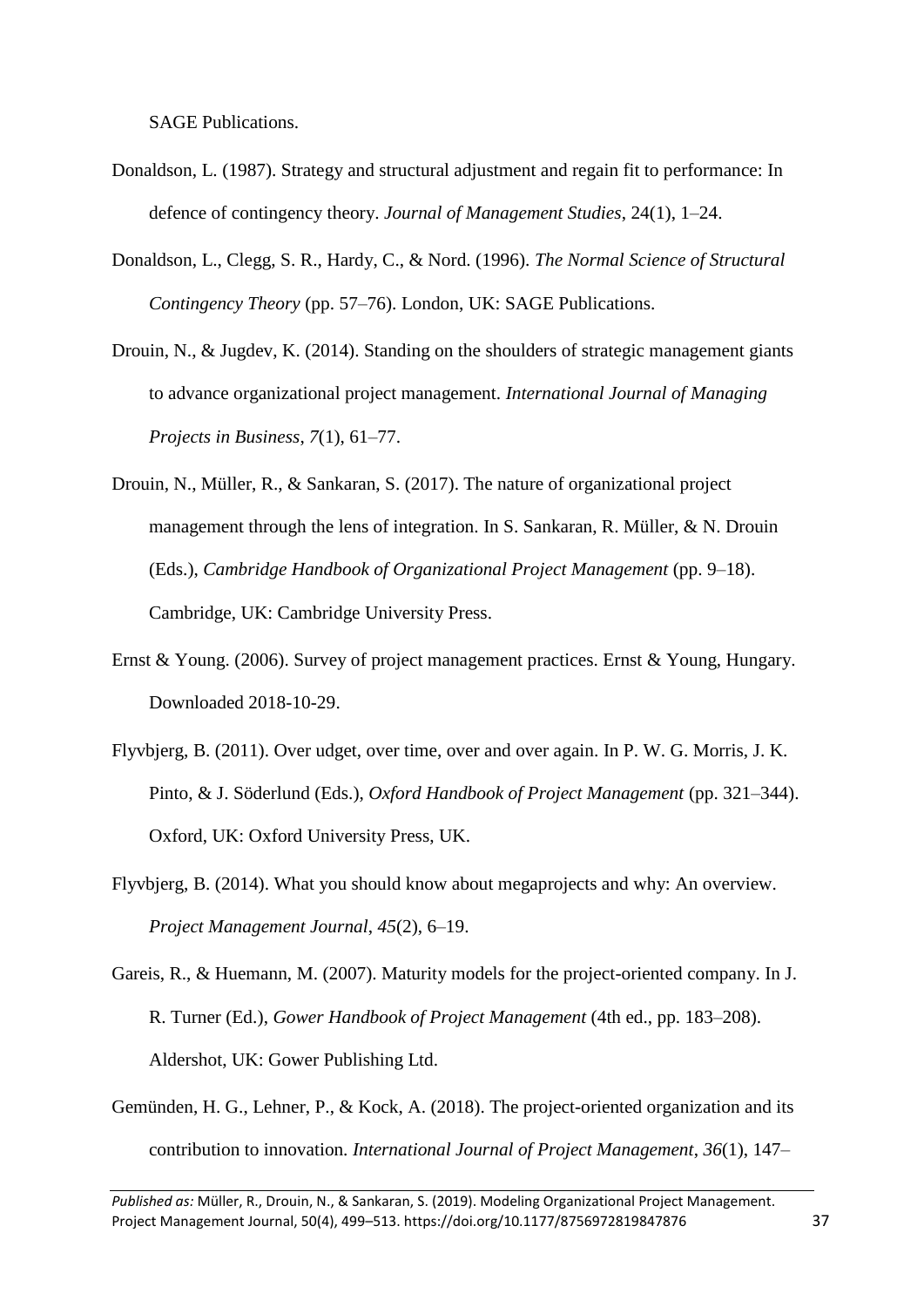SAGE Publications.

Donaldson, L. (1987). Strategy and structural adjustment and regain fit to performance: In defence of contingency theory. *Journal of Management Studies*, 24(1), 1–24.

Donaldson, L., Clegg, S. R., Hardy, C., & Nord. (1996). *The Normal Science of Structural Contingency Theory* (pp. 57–76). London, UK: SAGE Publications.

Drouin, N., & Jugdev, K. (2014). Standing on the shoulders of strategic management giants to advance organizational project management. *International Journal of Managing Projects in Business*, *7*(1), 61–77.

Drouin, N., Müller, R., & Sankaran, S. (2017). The nature of organizational project management through the lens of integration. In S. Sankaran, R. Müller, & N. Drouin (Eds.), *Cambridge Handbook of Organizational Project Management* (pp. 9–18). Cambridge, UK: Cambridge University Press.

Ernst & Young. (2006). Survey of project management practices. Ernst & Young, Hungary. Downloaded 2018-10-29.

Flyvbjerg, B. (2011). Over udget, over time, over and over again. In P. W. G. Morris, J. K. Pinto, & J. Söderlund (Eds.), *Oxford Handbook of Project Management* (pp. 321–344). Oxford, UK: Oxford University Press, UK.

Flyvbjerg, B. (2014). What you should know about megaprojects and why: An overview. *Project Management Journal*, *45*(2), 6–19.

Gareis, R., & Huemann, M. (2007). Maturity models for the project-oriented company. In J. R. Turner (Ed.), *Gower Handbook of Project Management* (4th ed., pp. 183–208). Aldershot, UK: Gower Publishing Ltd.

Gemünden, H. G., Lehner, P., & Kock, A. (2018). The project-oriented organization and its contribution to innovation. *International Journal of Project Management*, *36*(1), 147–

*Published as:* Müller, R., Drouin, N., & Sankaran, S. (2019). Modeling Organizational Project Management. Project Management Journal, 50(4), 499–513. https://doi.org/10.1177/8756972819847876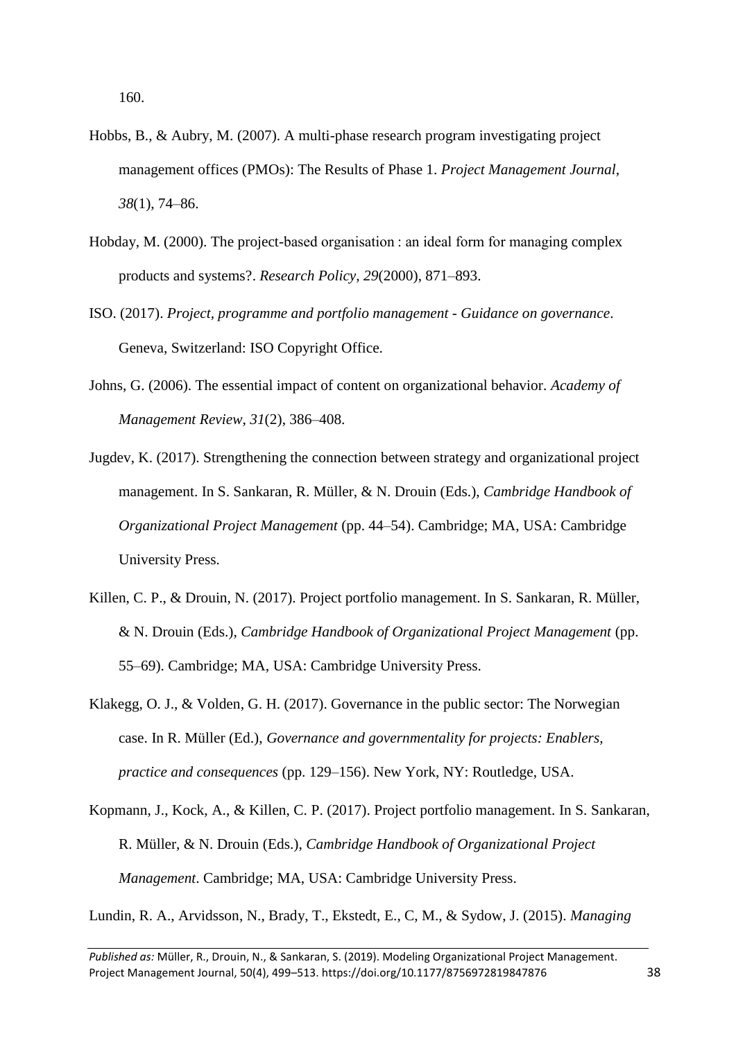160.

Hobbs, B., & Aubry, M. (2007). A multi-phase research program investigating project management offices (PMOs): The Results of Phase 1. *Project Management Journal*, *38*(1), 74–86.

Hobday, M. (2000). The project-based organisation : an ideal form for managing complex products and systems?. *Research Policy*, *29*(2000), 871–893.

ISO. (2017). *Project, programme and portfolio management - Guidance on governance*. Geneva, Switzerland: ISO Copyright Office.

Johns, G. (2006). The essential impact of content on organizational behavior. *Academy of Management Review*, *31*(2), 386–408.

Jugdev, K. (2017). Strengthening the connection between strategy and organizational project management. In S. Sankaran, R. Müller, & N. Drouin (Eds.), *Cambridge Handbook of Organizational Project Management* (pp. 44–54). Cambridge; MA, USA: Cambridge University Press.

Killen, C. P., & Drouin, N. (2017). Project portfolio management. In S. Sankaran, R. Müller, & N. Drouin (Eds.), *Cambridge Handbook of Organizational Project Management* (pp. 55–69). Cambridge; MA, USA: Cambridge University Press.

Klakegg, O. J., & Volden, G. H. (2017). Governance in the public sector: The Norwegian case. In R. Müller (Ed.), *Governance and governmentality for projects: Enablers, practice and consequences* (pp. 129–156). New York, NY: Routledge, USA.

Kopmann, J., Kock, A., & Killen, C. P. (2017). Project portfolio management. In S. Sankaran, R. Müller, & N. Drouin (Eds.), *Cambridge Handbook of Organizational Project Management*. Cambridge; MA, USA: Cambridge University Press.

Lundin, R. A., Arvidsson, N., Brady, T., Ekstedt, E., C, M., & Sydow, J. (2015). *Managing*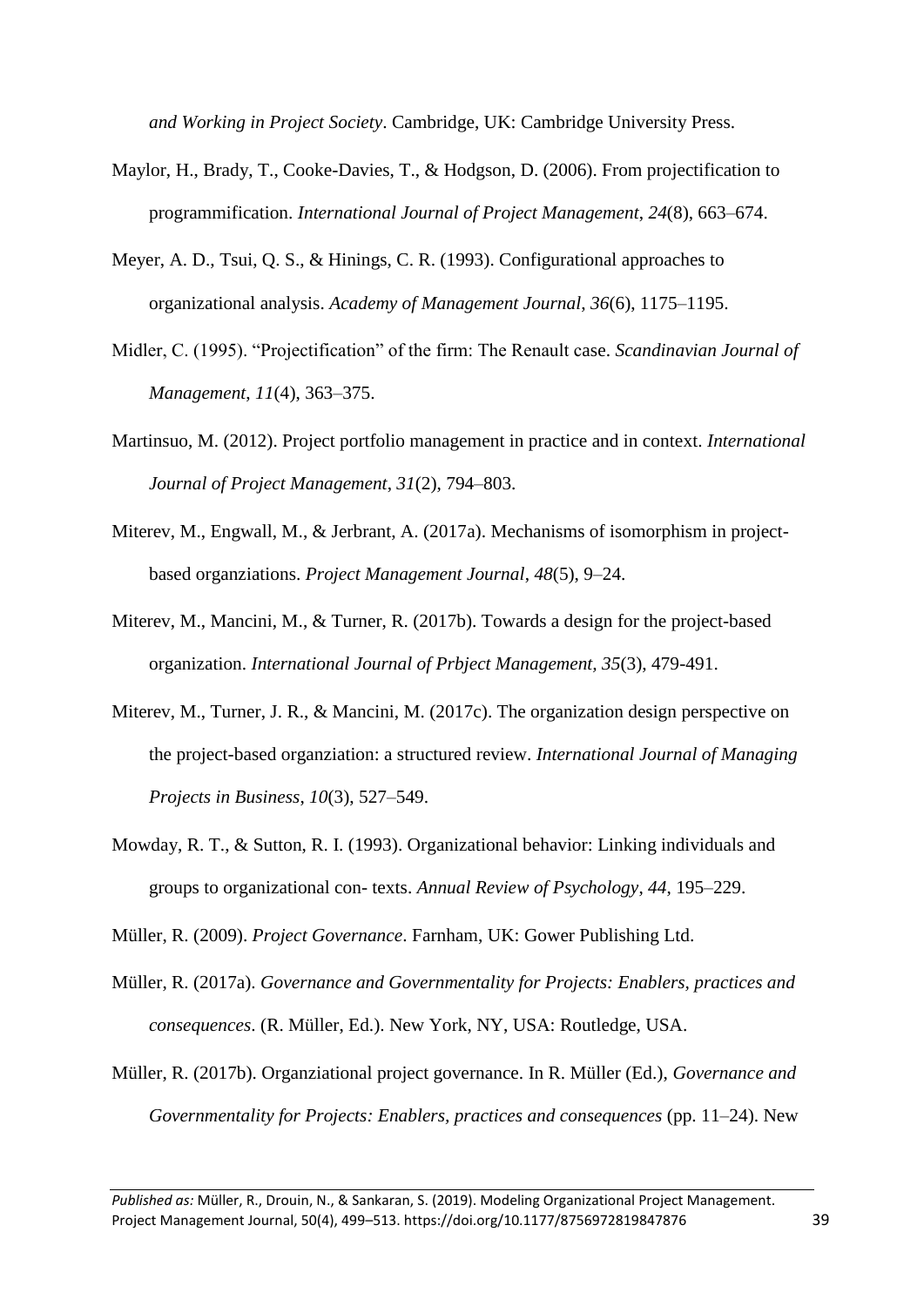*and Working in Project Society*. Cambridge, UK: Cambridge University Press.

Maylor, H., Brady, T., Cooke-Davies, T., & Hodgson, D. (2006). From projectification to programmification. *International Journal of Project Management*, *24*(8), 663–674.

Meyer, A. D., Tsui, Q. S., & Hinings, C. R. (1993). Configurational approaches to organizational analysis. *Academy of Management Journal*, *36*(6), 1175–1195.

Midler, C. (1995). "Projectification" of the firm: The Renault case. *Scandinavian Journal of Management*, *11*(4), 363–375.

Martinsuo, M. (2012). Project portfolio management in practice and in context. *International Journal of Project Management*, *31*(2), 794–803.

Miterev, M., Engwall, M., & Jerbrant, A. (2017a). Mechanisms of isomorphism in project-based organziations. *Project Management Journal*, *48*(5), 9–24.

Miterev, M., Mancini, M., & Turner, R. (2017b). Towards a design for the project-based organization. *International Journal of Prbject Management*, *35*(3), 479-491.

Miterev, M., Turner, J. R., & Mancini, M. (2017c). The organization design perspective on the project-based organziation: a structured review. *International Journal of Managing Projects in Business*, *10*(3), 527–549.

Mowday, R. T., & Sutton, R. I. (1993). Organizational behavior: Linking individuals and groups to organizational con- texts. *Annual Review of Psychology*, *44*, 195–229.

Müller, R. (2009). *Project Governance*. Farnham, UK: Gower Publishing Ltd.

Müller, R. (2017a). *Governance and Governmentality for Projects: Enablers, practices and consequences*. (R. Müller, Ed.). New York, NY, USA: Routledge, USA.

Müller, R. (2017b). Organziational project governance. In R. Müller (Ed.), *Governance and Governmentality for Projects: Enablers, practices and consequences* (pp. 11–24). New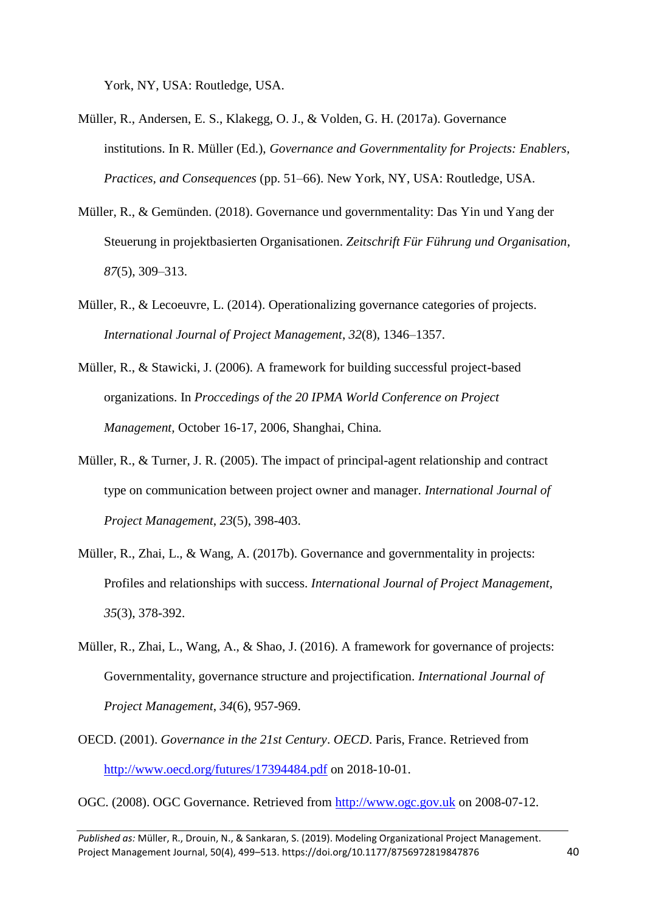York, NY, USA: Routledge, USA.

Müller, R., Andersen, E. S., Klakegg, O. J., & Volden, G. H. (2017a). Governance institutions. In R. Müller (Ed.), *Governance and Governmentality for Projects: Enablers, Practices, and Consequences* (pp. 51–66). New York, NY, USA: Routledge, USA.

Müller, R., & Gemünden. (2018). Governance und governmentality: Das Yin und Yang der Steuerung in projektbasierten Organisationen. *Zeitschrift Für Führung und Organisation*, *87*(5), 309–313.

Müller, R., & Lecoeuvre, L. (2014). Operationalizing governance categories of projects. *International Journal of Project Management*, *32*(8), 1346–1357.

Müller, R., & Stawicki, J. (2006). A framework for building successful project-based organizations. In *Proccedings of the 20 IPMA World Conference on Project Management*, October 16-17, 2006, Shanghai, China.

Müller, R., & Turner, J. R. (2005). The impact of principal-agent relationship and contract type on communication between project owner and manager. *International Journal of Project Management*, *23*(5), 398-403.

Müller, R., Zhai, L., & Wang, A. (2017b). Governance and governmentality in projects: Profiles and relationships with success. *International Journal of Project Management*, *35*(3), 378-392.

Müller, R., Zhai, L., Wang, A., & Shao, J. (2016). A framework for governance of projects: Governmentality, governance structure and projectification. *International Journal of Project Management*, *34*(6), 957-969.

OECD. (2001). *Governance in the 21st Century*. *OECD*. Paris, France. Retrieved from http://www.oecd.org/futures/17394484.pdf on 2018-10-01.

OGC. (2008). OGC Governance. Retrieved from http://www.ogc.gov.uk on 2008-07-12.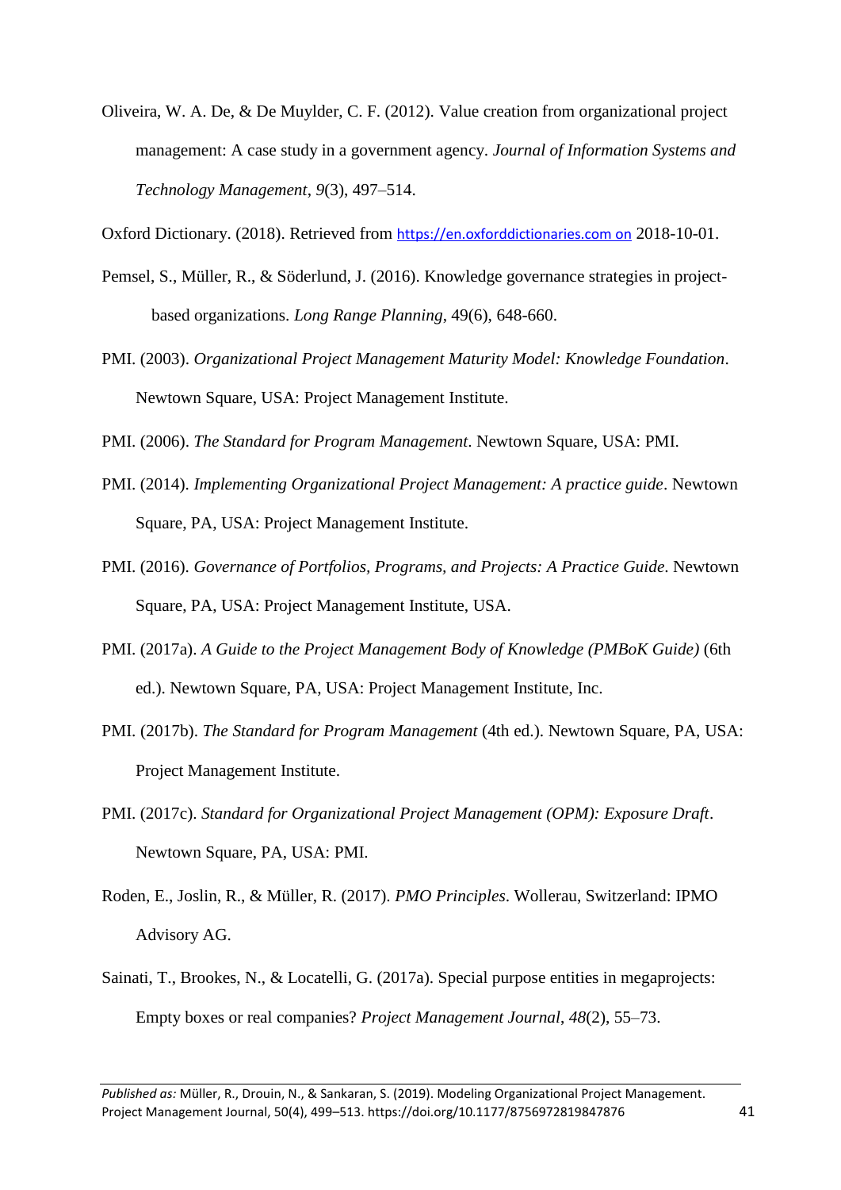Oliveira, W. A. De, & De Muylder, C. F. (2012). Value creation from organizational project management: A case study in a government agency. *Journal of Information Systems and Technology Management*, *9*(3), 497–514.

Oxford Dictionary. (2018). Retrieved from https://en.oxforddictionaries.com on 2018-10-01.

Pemsel, S., Müller, R., & Söderlund, J. (2016). Knowledge governance strategies in project-based organizations. *Long Range Planning*, 49(6), 648-660.

PMI. (2003). *Organizational Project Management Maturity Model: Knowledge Foundation*. Newtown Square, USA: Project Management Institute.

PMI. (2006). *The Standard for Program Management*. Newtown Square, USA: PMI.

PMI. (2014). *Implementing Organizational Project Management: A practice guide*. Newtown Square, PA, USA: Project Management Institute.

PMI. (2016). *Governance of Portfolios, Programs, and Projects: A Practice Guide*. Newtown Square, PA, USA: Project Management Institute, USA.

PMI. (2017a). *A Guide to the Project Management Body of Knowledge (PMBoK Guide)* (6th ed.). Newtown Square, PA, USA: Project Management Institute, Inc.

PMI. (2017b). *The Standard for Program Management* (4th ed.). Newtown Square, PA, USA: Project Management Institute.

PMI. (2017c). *Standard for Organizational Project Management (OPM): Exposure Draft*. Newtown Square, PA, USA: PMI.

Roden, E., Joslin, R., & Müller, R. (2017). *PMO Principles*. Wollerau, Switzerland: IPMO Advisory AG.

Sainati, T., Brookes, N., & Locatelli, G. (2017a). Special purpose entities in megaprojects: Empty boxes or real companies? *Project Management Journal*, *48*(2), 55–73.

*Published as:* Müller, R., Drouin, N., & Sankaran, S. (2019). Modeling Organizational Project Management. Project Management Journal, 50(4), 499–513. https://doi.org/10.1177/8756972819847876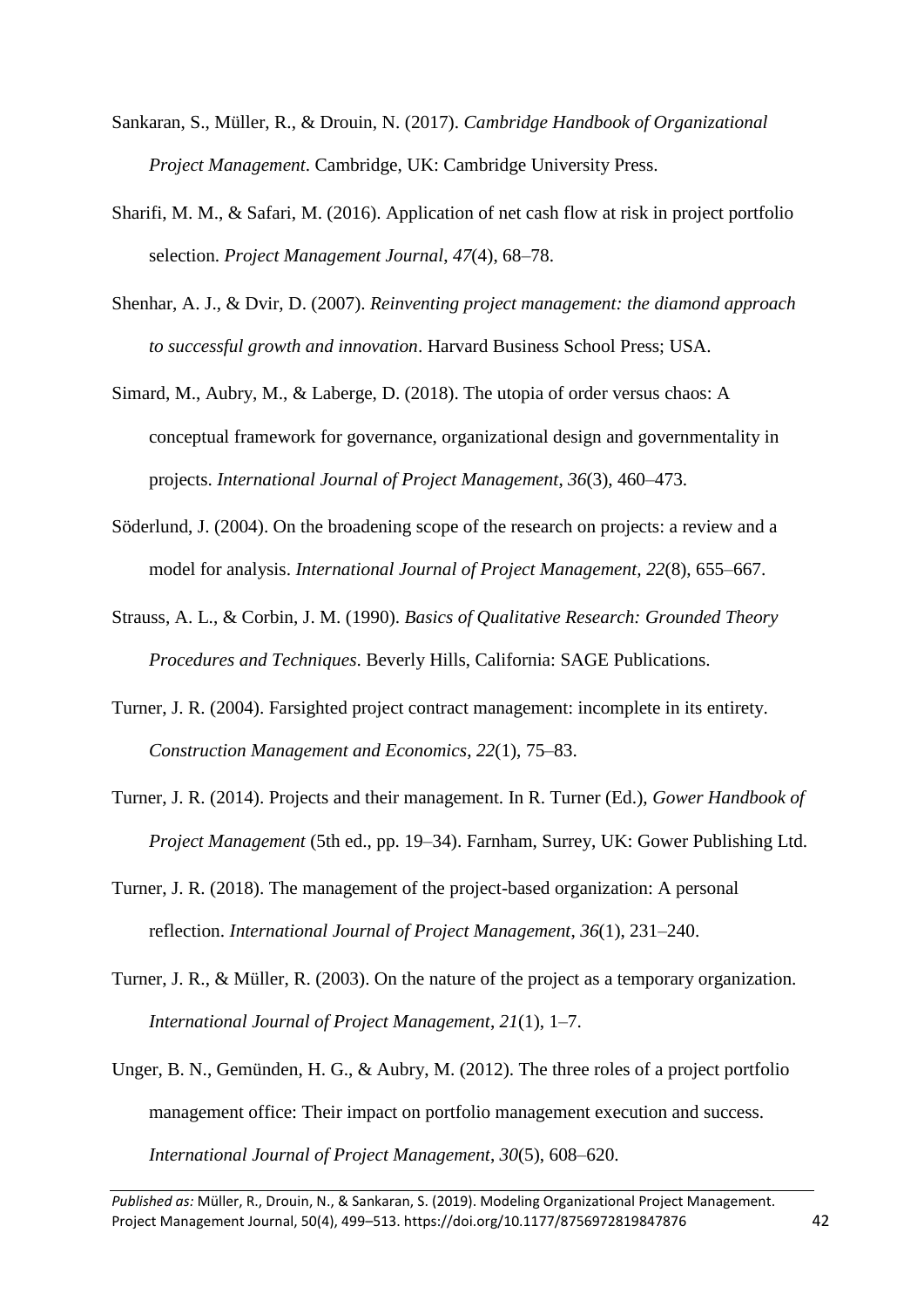Sankaran, S., Müller, R., & Drouin, N. (2017). *Cambridge Handbook of Organizational Project Management*. Cambridge, UK: Cambridge University Press.

Sharifi, M. M., & Safari, M. (2016). Application of net cash flow at risk in project portfolio selection. *Project Management Journal*, *47*(4), 68–78.

Shenhar, A. J., & Dvir, D. (2007). *Reinventing project management: the diamond approach to successful growth and innovation*. Harvard Business School Press; USA.

Simard, M., Aubry, M., & Laberge, D. (2018). The utopia of order versus chaos: A conceptual framework for governance, organizational design and governmentality in projects. *International Journal of Project Management*, *36*(3), 460–473.

Söderlund, J. (2004). On the broadening scope of the research on projects: a review and a model for analysis. *International Journal of Project Management, 22*(8), 655–667.

Strauss, A. L., & Corbin, J. M. (1990). *Basics of Qualitative Research: Grounded Theory Procedures and Techniques*. Beverly Hills, California: SAGE Publications.

Turner, J. R. (2004). Farsighted project contract management: incomplete in its entirety. *Construction Management and Economics*, *22*(1), 75–83.

Turner, J. R. (2014). Projects and their management. In R. Turner (Ed.), *Gower Handbook of Project Management* (5th ed., pp. 19–34). Farnham, Surrey, UK: Gower Publishing Ltd.

Turner, J. R. (2018). The management of the project-based organization: A personal reflection. *International Journal of Project Management*, *36*(1), 231–240.

Turner, J. R., & Müller, R. (2003). On the nature of the project as a temporary organization. *International Journal of Project Management*, *21*(1), 1–7.

Unger, B. N., Gemünden, H. G., & Aubry, M. (2012). The three roles of a project portfolio management office: Their impact on portfolio management execution and success. *International Journal of Project Management*, *30*(5), 608–620.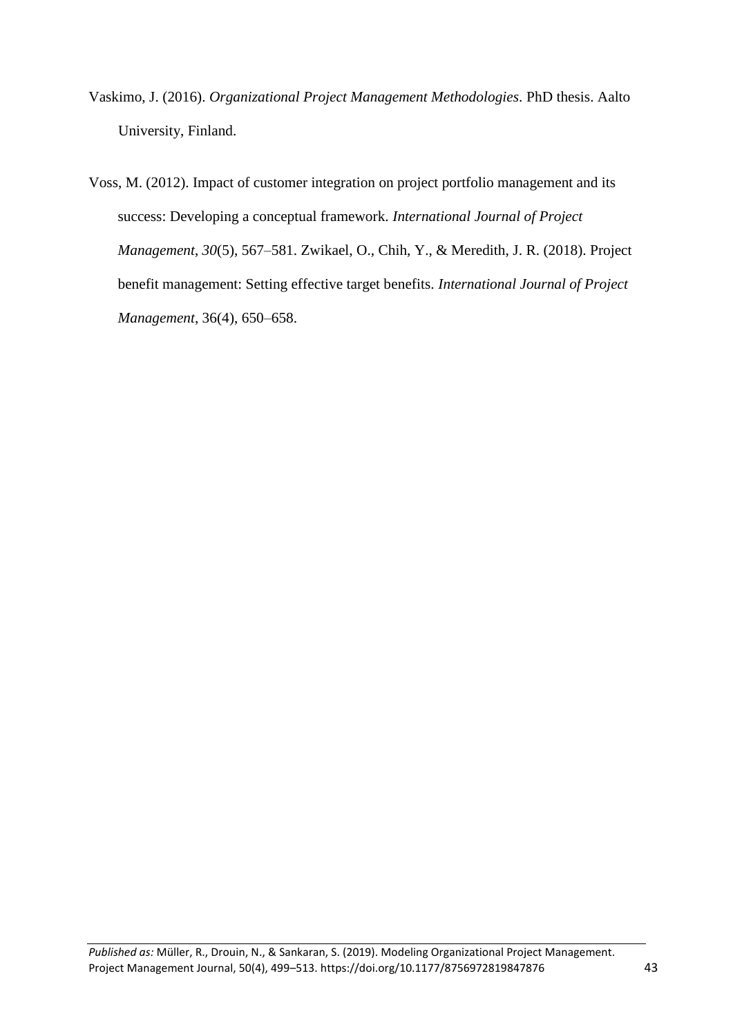Vaskimo, J. (2016). *Organizational Project Management Methodologies*. PhD thesis. Aalto University, Finland.

Voss, M. (2012). Impact of customer integration on project portfolio management and its success: Developing a conceptual framework. *International Journal of Project Management*, *30*(5), 567–581. Zwikael, O., Chih, Y., & Meredith, J. R. (2018). Project benefit management: Setting effective target benefits. *International Journal of Project Management*, 36(4), 650–658.